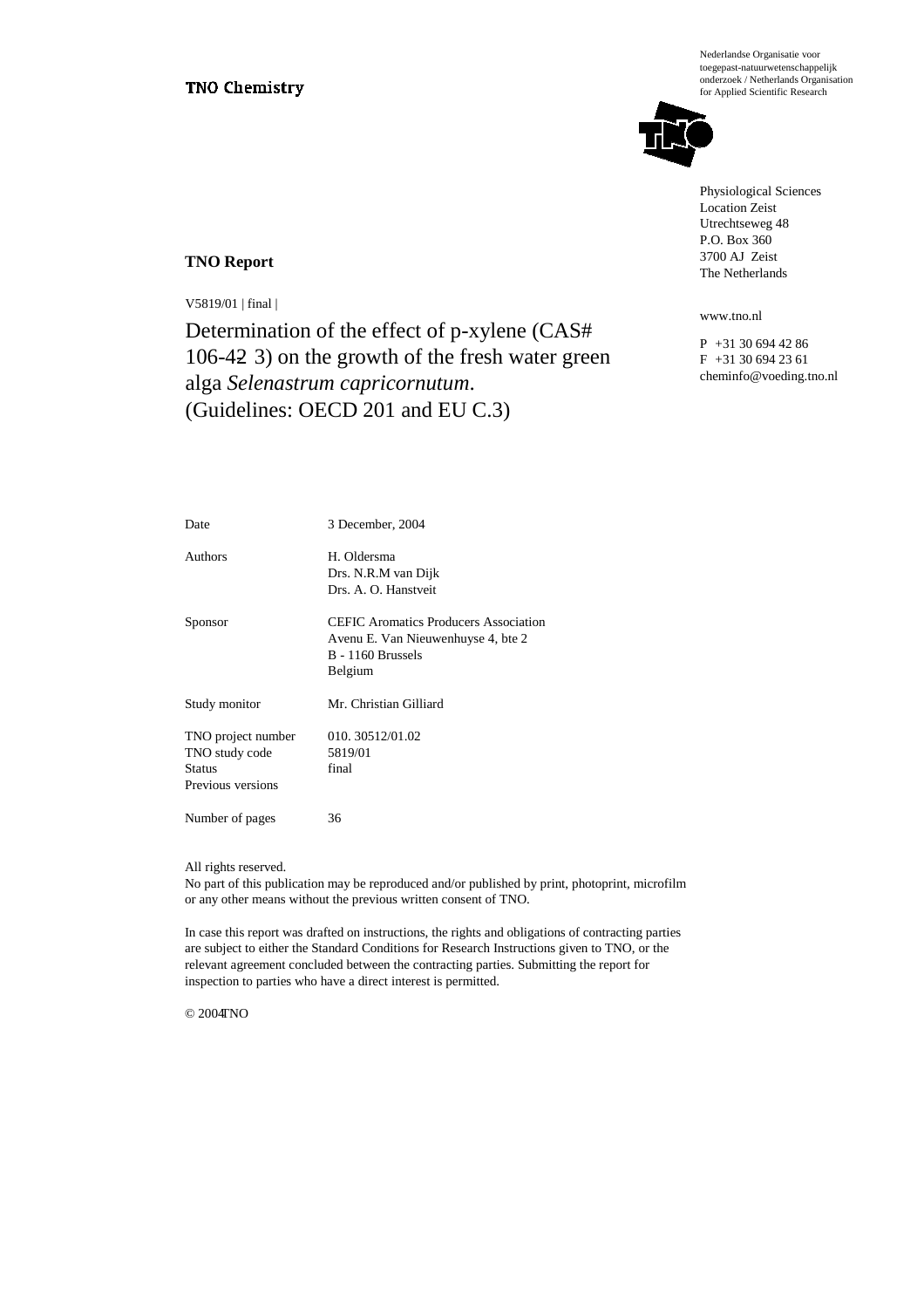TNO Chemistry

Nederlandse Organisatie voor toegepast-natuurwetenschappelijk onderzoek / Netherlands Organisation for Applied Scientific Research

Physiological Sciences
Location Zeist
Utrechtseweg 48
P.O. Box 360
3700 AJ Zeist
The Netherlands

www.tno.nl

P +31 30 694 42 86
F +31 30 694 23 61
cheminfo@voeding.tno.nl

**TNO Report**

V5819/01 | final |

# Determination of the effect of p-xylene (CAS# 106-42-3) on the growth of the fresh water green alga *Selenastrum capricornutum*. (Guidelines: OECD 201 and EU C.3)

| | |
|---|---|
| Date | 3 December, 2004 |
| Authors | H. Oldersma<br>Drs. N.R.M van Dijk<br>Drs. A. O. Hanstveit |
| Sponsor | CEFIC Aromatics Producers Association<br>Avenu E. Van Nieuwenhuyse 4, bte 2<br>B - 1160 Brussels<br>Belgium |
| Study monitor | Mr. Christian Gilliard |
| TNO project number | 010. 30512/01.02 |
| TNO study code | 5819/01 |
| Status | final |
| Previous versions | |
| Number of pages | 36 |

All rights reserved.
No part of this publication may be reproduced and/or published by print, photoprint, microfilm or any other means without the previous written consent of TNO.

In case this report was drafted on instructions, the rights and obligations of contracting parties are subject to either the Standard Conditions for Research Instructions given to TNO, or the relevant agreement concluded between the contracting parties. Submitting the report for inspection to parties who have a direct interest is permitted.

© 2004 TNO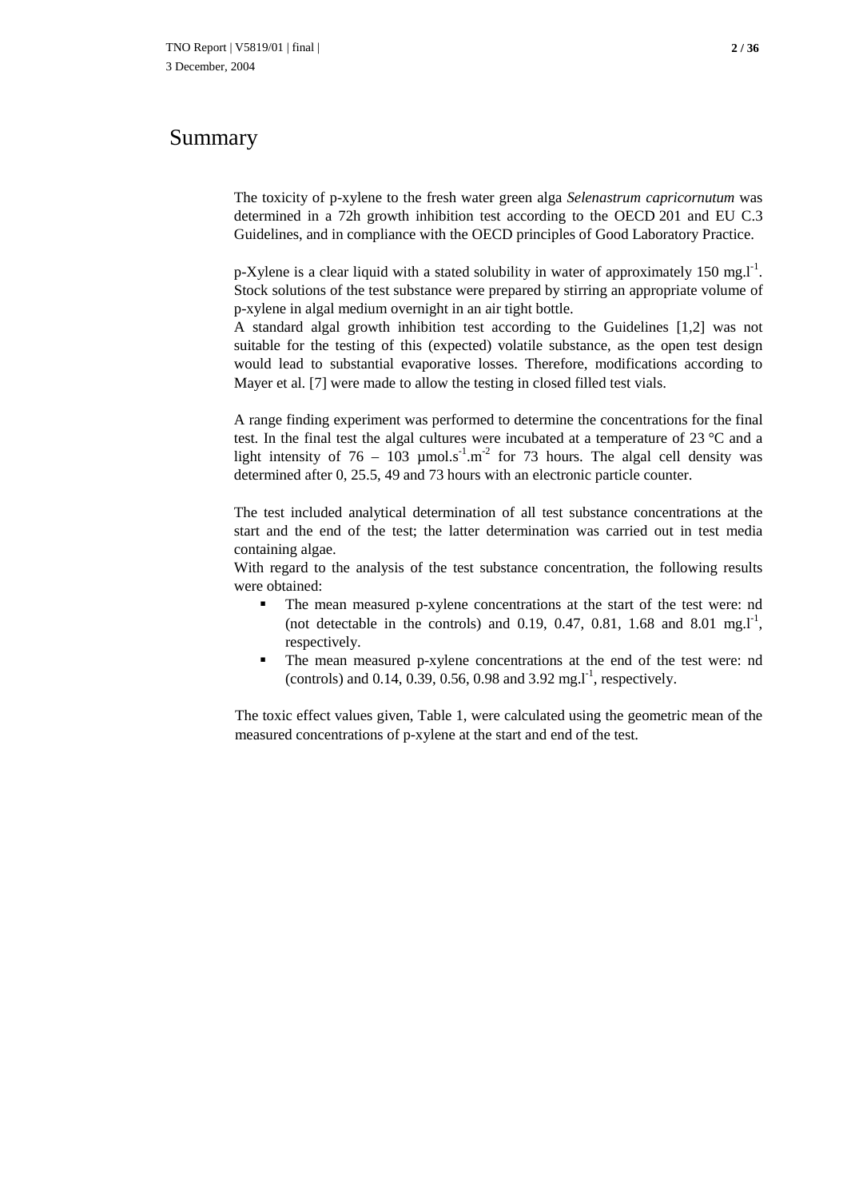# Summary

The toxicity of p-xylene to the fresh water green alga *Selenastrum capricornutum* was determined in a 72h growth inhibition test according to the OECD 201 and EU C.3 Guidelines, and in compliance with the OECD principles of Good Laboratory Practice.

p-Xylene is a clear liquid with a stated solubility in water of approximately 150 $mg.l^{-1}$. Stock solutions of the test substance were prepared by stirring an appropriate volume of p-xylene in algal medium overnight in an air tight bottle.
A standard algal growth inhibition test according to the Guidelines [1,2] was not suitable for the testing of this (expected) volatile substance, as the open test design would lead to substantial evaporative losses. Therefore, modifications according to Mayer et al. [7] were made to allow the testing in closed filled test vials.

A range finding experiment was performed to determine the concentrations for the final test. In the final test the algal cultures were incubated at a temperature of 23 °C and a light intensity of 76 – 103 $\mu mol.s^{-1}.m^{-2}$ for 73 hours. The algal cell density was determined after 0, 25.5, 49 and 73 hours with an electronic particle counter.

The test included analytical determination of all test substance concentrations at the start and the end of the test; the latter determination was carried out in test media containing algae.
With regard to the analysis of the test substance concentration, the following results were obtained:

- The mean measured p-xylene concentrations at the start of the test were: nd (not detectable in the controls) and 0.19, 0.47, 0.81, 1.68 and 8.01 $mg.l^{-1}$, respectively.
- The mean measured p-xylene concentrations at the end of the test were: nd (controls) and 0.14, 0.39, 0.56, 0.98 and 3.92 $mg.l^{-1}$, respectively.

The toxic effect values given, Table 1, were calculated using the geometric mean of the measured concentrations of p-xylene at the start and end of the test.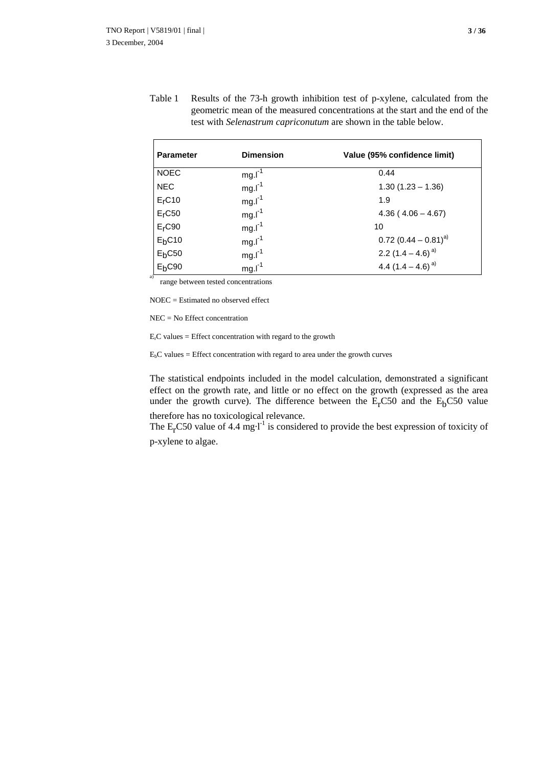Table 1 Results of the 73-h growth inhibition test of p-xylene, calculated from the geometric mean of the measured concentrations at the start and the end of the test with *Selenastrum capriconutum* are shown in the table below.

| **Parameter** | **Dimension** | **Value (95% confidence limit)** |
|---|---|---|
| NOEC | $mg.l^{-1}$ | 0.44 |
| NEC | $mg.l^{-1}$ | 1.30 (1.23 – 1.36) |
| $E_rC10$ | $mg.l^{-1}$ | 1.9 |
| $E_rC50$ | $mg.l^{-1}$ | 4.36 ( 4.06 – 4.67) |
| $E_rC90$ | $mg.l^{-1}$ | 10 |
| $E_bC10$ | $mg.l^{-1}$ | 0.72 (0.44 – 0.81)[a)] |
| $E_bC50$ | $mg.l^{-1}$ | 2.2 (1.4 – 4.6) [a)] |
| $E_bC90$ | $mg.l^{-1}$ | 4.4 (1.4 – 4.6) [a)] |

[a)] range between tested concentrations

NOEC = Estimated no observed effect

NEC = No Effect concentration

$E_rC$ values = Effect concentration with regard to the growth

$E_bC$ values = Effect concentration with regard to area under the growth curves

The statistical endpoints included in the model calculation, demonstrated a significant effect on the growth rate, and little or no effect on the growth (expressed as the area under the growth curve). The difference between the $E_rC50$ and the $E_bC50$ value therefore has no toxicological relevance.
The $E_rC50$ value of 4.4 $mg{\cdot}l^{-1}$ is considered to provide the best expression of toxicity of p-xylene to algae.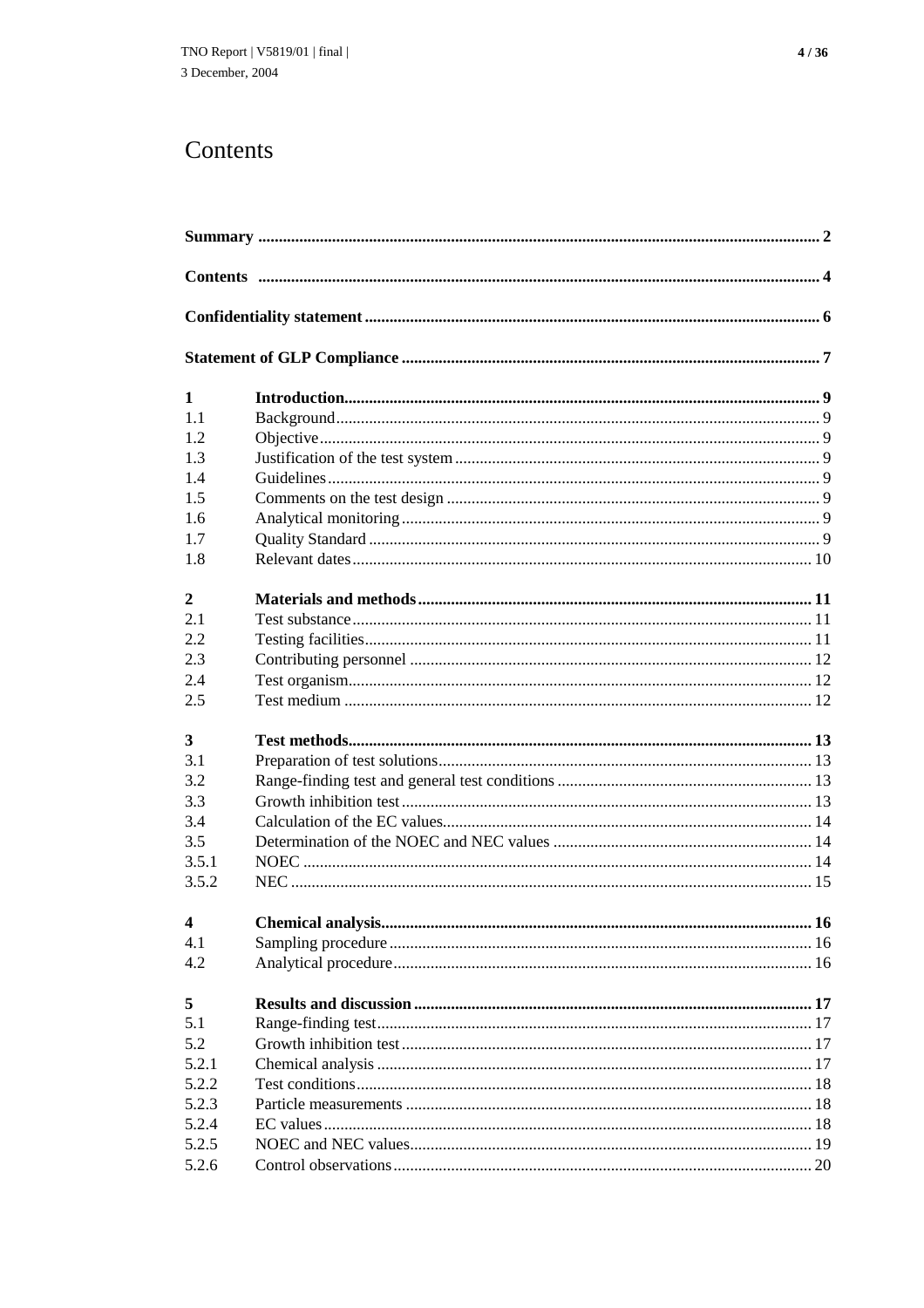# Contents

| | | |
|---|---|---|
| **Summary** | | **2** |
| **Contents** | | **4** |
| **Confidentiality statement** | | **6** |
| **Statement of GLP Compliance** | | **7** |
| **1** | **Introduction** | **9** |
| 1.1 | Background | 9 |
| 1.2 | Objective | 9 |
| 1.3 | Justification of the test system | 9 |
| 1.4 | Guidelines | 9 |
| 1.5 | Comments on the test design | 9 |
| 1.6 | Analytical monitoring | 9 |
| 1.7 | Quality Standard | 9 |
| 1.8 | Relevant dates | 10 |
| **2** | **Materials and methods** | **11** |
| 2.1 | Test substance | 11 |
| 2.2 | Testing facilities | 11 |
| 2.3 | Contributing personnel | 12 |
| 2.4 | Test organism | 12 |
| 2.5 | Test medium | 12 |
| **3** | **Test methods** | **13** |
| 3.1 | Preparation of test solutions | 13 |
| 3.2 | Range-finding test and general test conditions | 13 |
| 3.3 | Growth inhibition test | 13 |
| 3.4 | Calculation of the EC values | 14 |
| 3.5 | Determination of the NOEC and NEC values | 14 |
| 3.5.1 | NOEC | 14 |
| 3.5.2 | NEC | 15 |
| **4** | **Chemical analysis** | **16** |
| 4.1 | Sampling procedure | 16 |
| 4.2 | Analytical procedure | 16 |
| **5** | **Results and discussion** | **17** |
| 5.1 | Range-finding test | 17 |
| 5.2 | Growth inhibition test | 17 |
| 5.2.1 | Chemical analysis | 17 |
| 5.2.2 | Test conditions | 18 |
| 5.2.3 | Particle measurements | 18 |
| 5.2.4 | EC values | 18 |
| 5.2.5 | NOEC and NEC values | 19 |
| 5.2.6 | Control observations | 20 |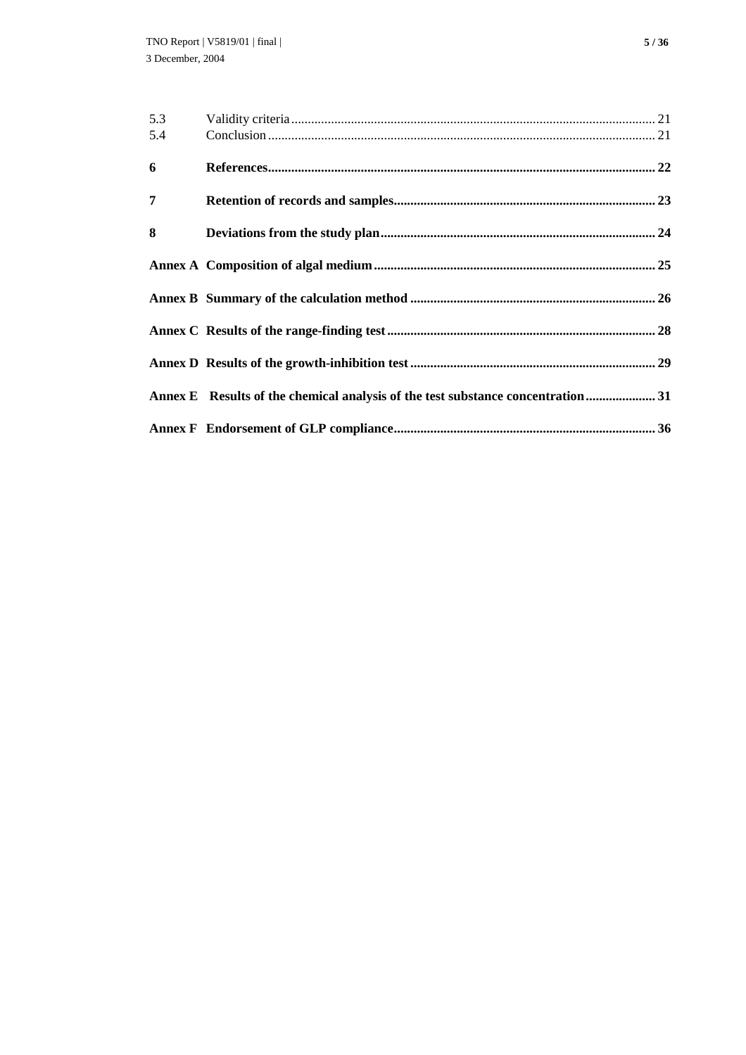| | | |
|---|---|---|
| 5.3 | Validity criteria | 21 |
| 5.4 | Conclusion | 21 |
| **6** | **References** | **22** |
| **7** | **Retention of records and samples** | **23** |
| **8** | **Deviations from the study plan** | **24** |
| **Annex A** | **Composition of algal medium** | **25** |
| **Annex B** | **Summary of the calculation method** | **26** |
| **Annex C** | **Results of the range-finding test** | **28** |
| **Annex D** | **Results of the growth-inhibition test** | **29** |
| **Annex E** | **Results of the chemical analysis of the test substance concentration** | **31** |
| **Annex F** | **Endorsement of GLP compliance** | **36** |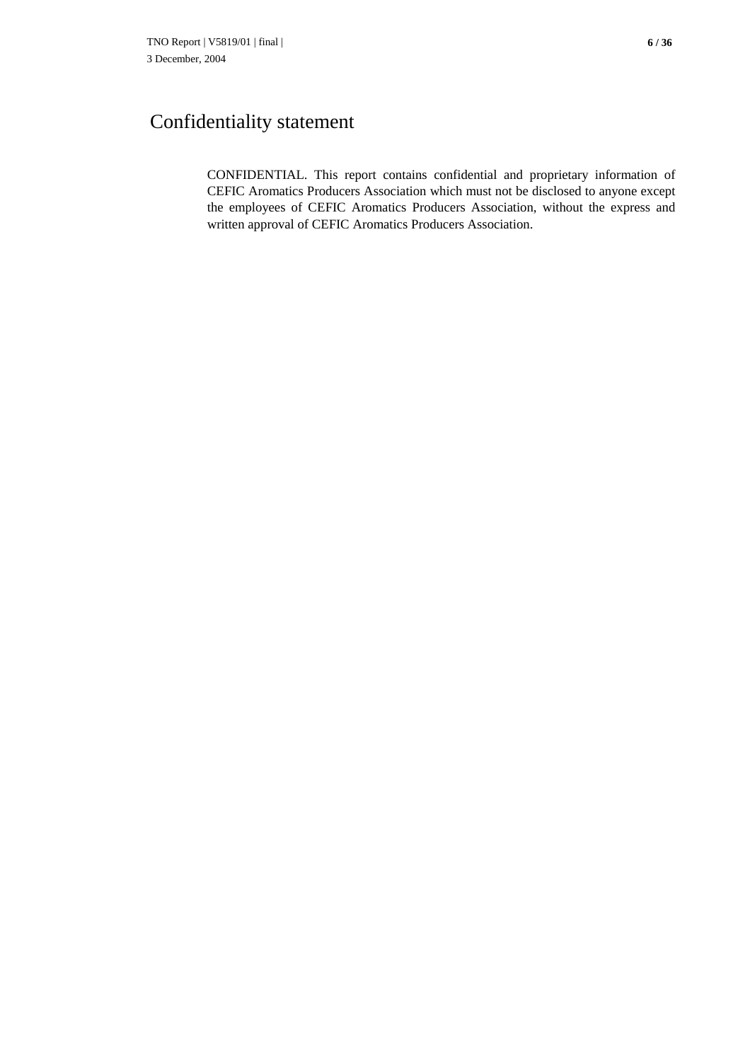# Confidentiality statement

CONFIDENTIAL. This report contains confidential and proprietary information of CEFIC Aromatics Producers Association which must not be disclosed to anyone except the employees of CEFIC Aromatics Producers Association, without the express and written approval of CEFIC Aromatics Producers Association.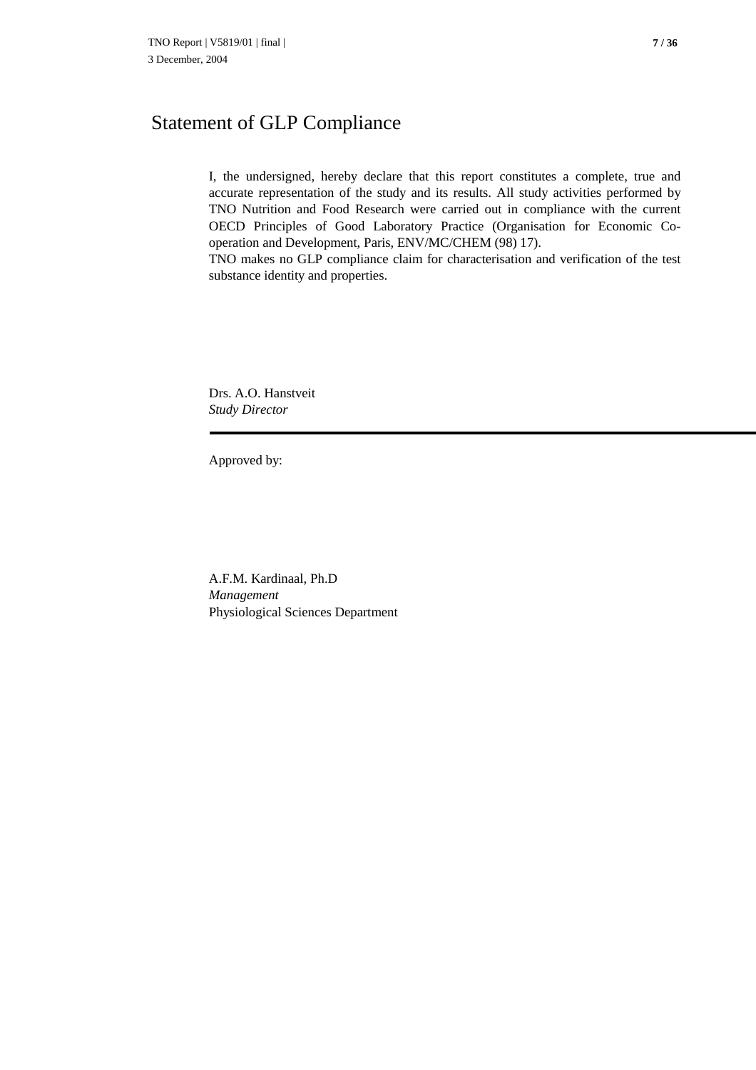# Statement of GLP Compliance

I, the undersigned, hereby declare that this report constitutes a complete, true and accurate representation of the study and its results. All study activities performed by TNO Nutrition and Food Research were carried out in compliance with the current OECD Principles of Good Laboratory Practice (Organisation for Economic Co-operation and Development, Paris, ENV/MC/CHEM (98) 17).
TNO makes no GLP compliance claim for characterisation and verification of the test substance identity and properties.

Drs. A.O. Hanstveit
*Study Director*

---

Approved by:

A.F.M. Kardinaal, Ph.D
*Management*
Physiological Sciences Department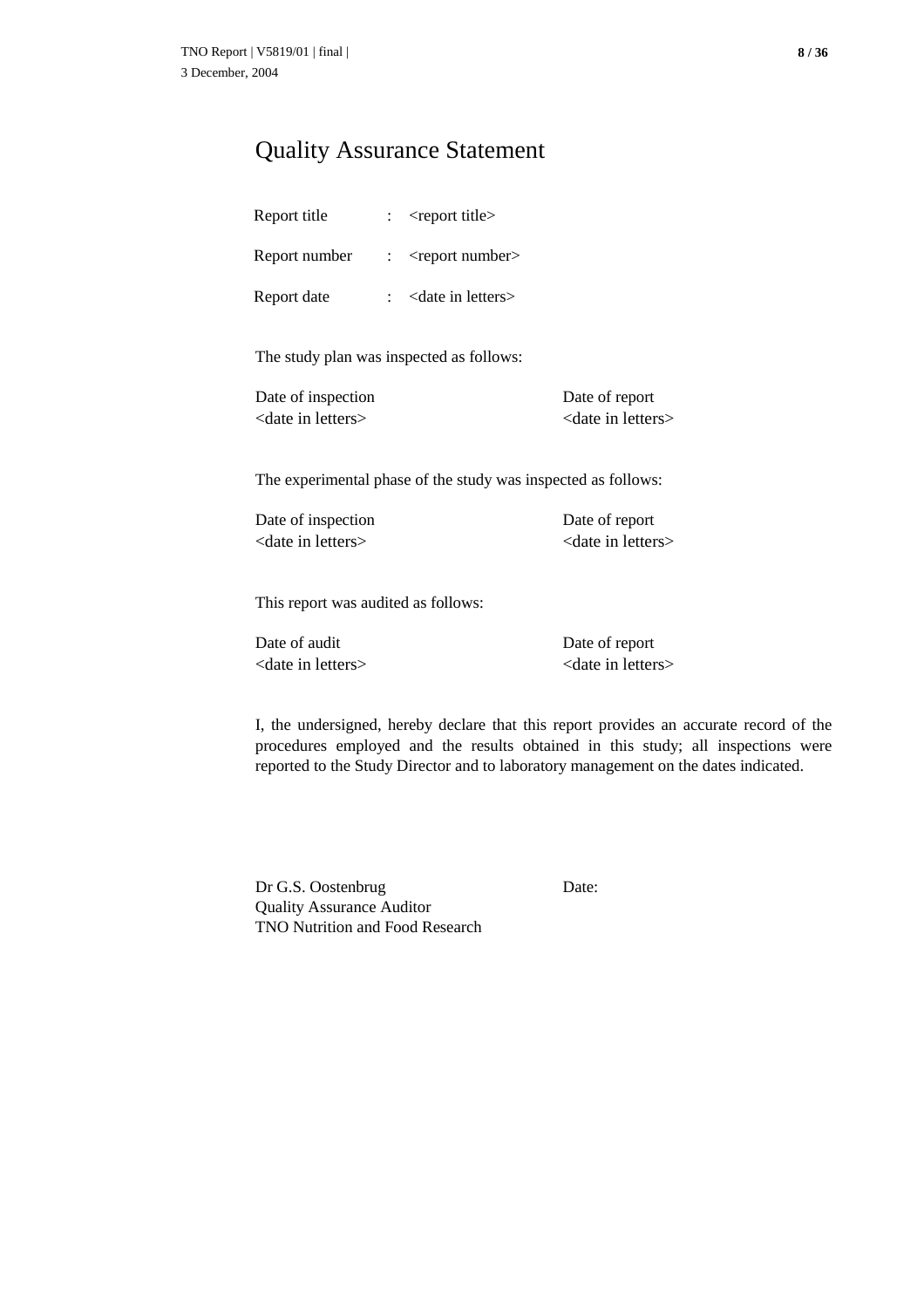# Quality Assurance Statement

Report title : <report title>

Report number : <report number>

Report date : <date in letters>

The study plan was inspected as follows:

| Date of inspection | Date of report |
|---|---|
| <date in letters> | <date in letters> |

The experimental phase of the study was inspected as follows:

| Date of inspection | Date of report |
|---|---|
| <date in letters> | <date in letters> |

This report was audited as follows:

| Date of audit | Date of report |
|---|---|
| <date in letters> | <date in letters> |

I, the undersigned, hereby declare that this report provides an accurate record of the procedures employed and the results obtained in this study; all inspections were reported to the Study Director and to laboratory management on the dates indicated.

Dr G.S. Oostenbrug
Quality Assurance Auditor
TNO Nutrition and Food Research

Date: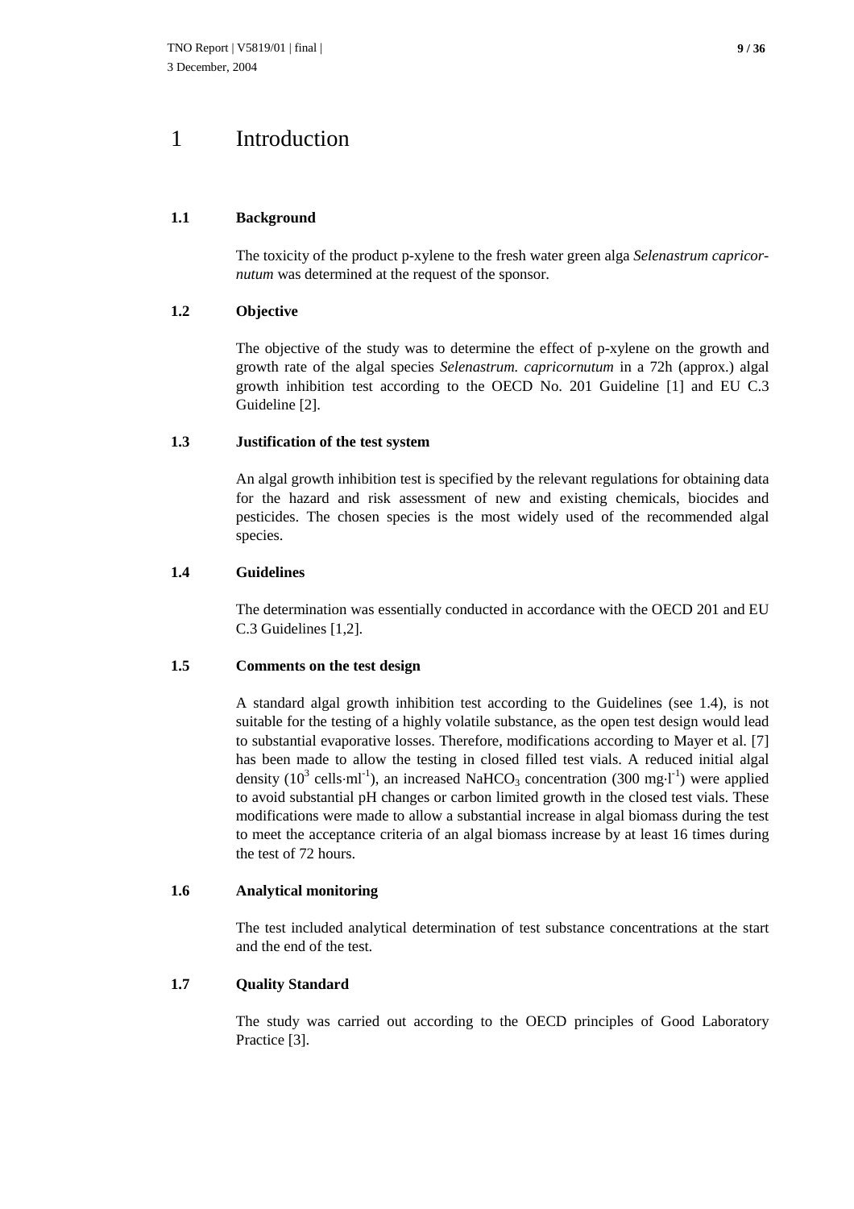# 1 Introduction

## 1.1 Background

The toxicity of the product p-xylene to the fresh water green alga *Selenastrum capricornutum* was determined at the request of the sponsor.

## 1.2 Objective

The objective of the study was to determine the effect of p-xylene on the growth and growth rate of the algal species *Selenastrum. capricornutum* in a 72h (approx.) algal growth inhibition test according to the OECD No. 201 Guideline [1] and EU C.3 Guideline [2].

## 1.3 Justification of the test system

An algal growth inhibition test is specified by the relevant regulations for obtaining data for the hazard and risk assessment of new and existing chemicals, biocides and pesticides. The chosen species is the most widely used of the recommended algal species.

## 1.4 Guidelines

The determination was essentially conducted in accordance with the OECD 201 and EU C.3 Guidelines [1,2].

## 1.5 Comments on the test design

A standard algal growth inhibition test according to the Guidelines (see 1.4), is not suitable for the testing of a highly volatile substance, as the open test design would lead to substantial evaporative losses. Therefore, modifications according to Mayer et al. [7] has been made to allow the testing in closed filled test vials. A reduced initial algal density ($10^3$ cells·ml$^{-1}$), an increased $NaHCO_3$ concentration (300 mg·l$^{-1}$) were applied to avoid substantial pH changes or carbon limited growth in the closed test vials. These modifications were made to allow a substantial increase in algal biomass during the test to meet the acceptance criteria of an algal biomass increase by at least 16 times during the test of 72 hours.

## 1.6 Analytical monitoring

The test included analytical determination of test substance concentrations at the start and the end of the test.

## 1.7 Quality Standard

The study was carried out according to the OECD principles of Good Laboratory Practice [3].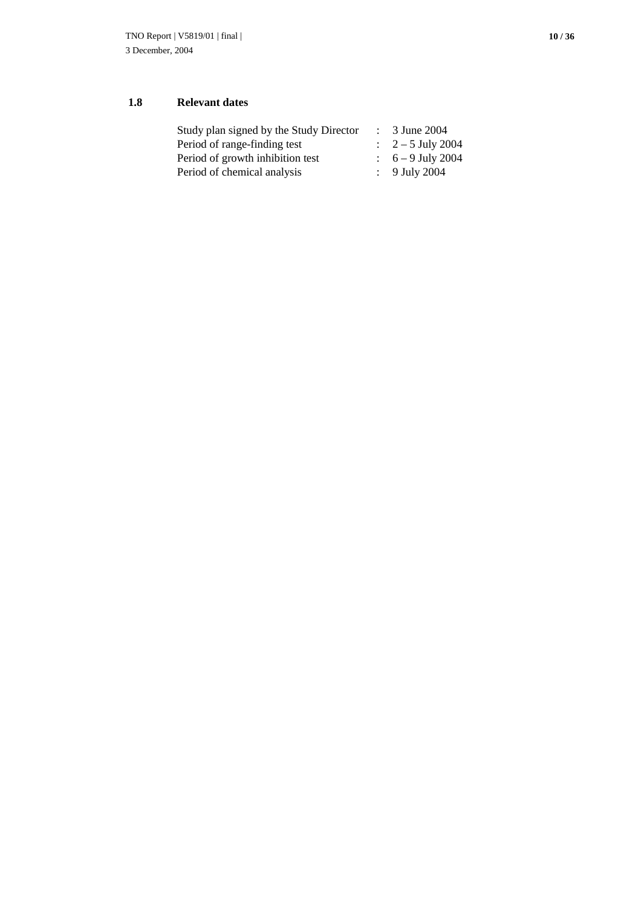### 1.8 Relevant dates

| | | |
|---|---|---|
| Study plan signed by the Study Director | : | 3 June 2004 |
| Period of range-finding test | : | 2 – 5 July 2004 |
| Period of growth inhibition test | : | 6 – 9 July 2004 |
| Period of chemical analysis | : | 9 July 2004 |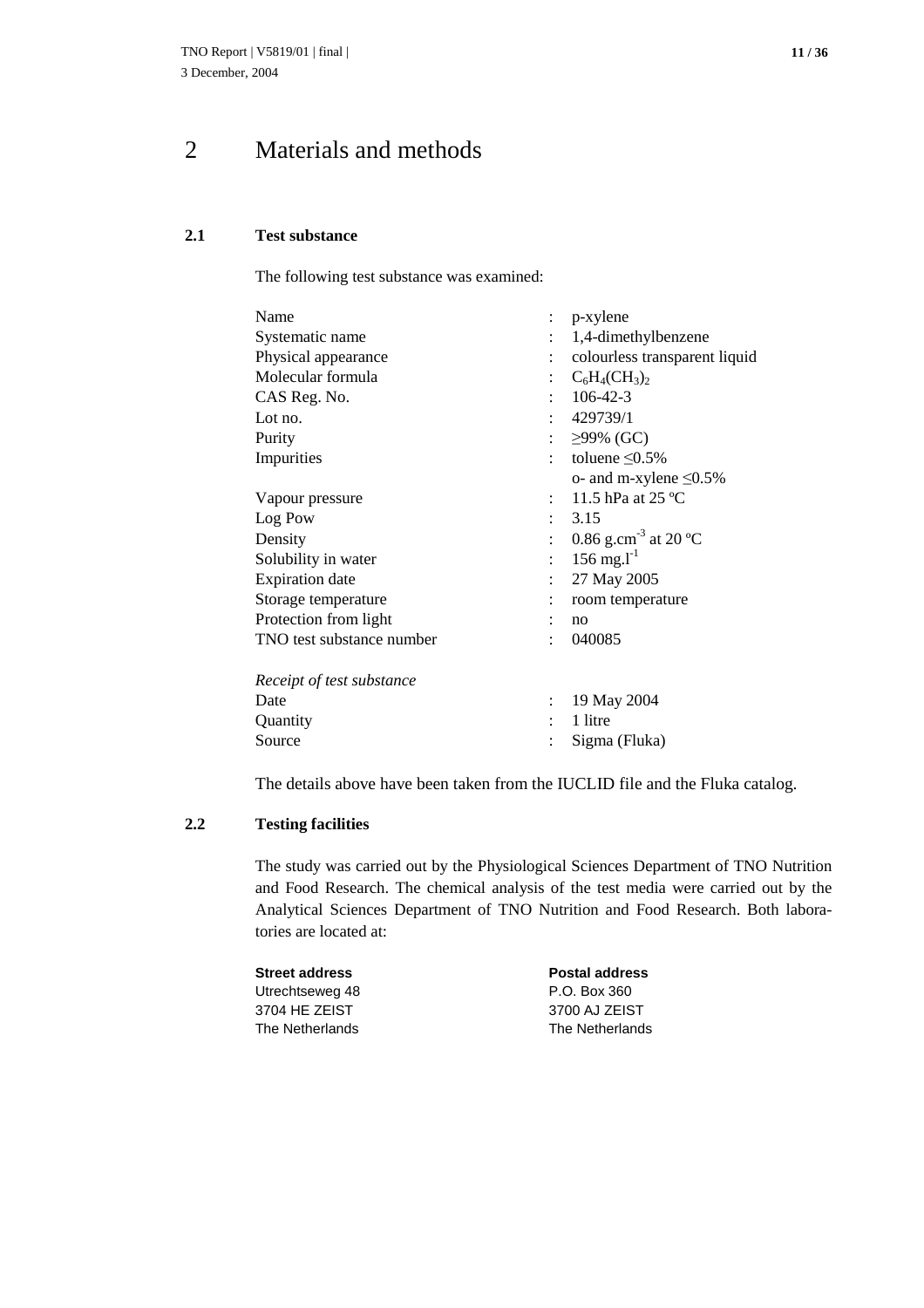# 2 Materials and methods

## 2.1 Test substance

The following test substance was examined:

| | | |
|---|---|---|
| Name | : | p-xylene |
| Systematic name | : | 1,4-dimethylbenzene |
| Physical appearance | : | colourless transparent liquid |
| Molecular formula | : | $C_6H_4(CH_3)_2$ |
| CAS Reg. No. | : | 106-42-3 |
| Lot no. | : | 429739/1 |
| Purity | : | ≥99% (GC) |
| Impurities | : | toluene ≤0.5% |
| | | o- and m-xylene ≤0.5% |
| Vapour pressure | : | 11.5 hPa at 25 ºC |
| Log Pow | : | 3.15 |
| Density | : | 0.86 g.cm$^{-3}$ at 20 ºC |
| Solubility in water | : | 156 mg.l$^{-1}$ |
| Expiration date | : | 27 May 2005 |
| Storage temperature | : | room temperature |
| Protection from light | : | no |
| TNO test substance number | : | 040085 |

*Receipt of test substance*

| | | |
|---|---|---|
| Date | : | 19 May 2004 |
| Quantity | : | 1 litre |
| Source | : | Sigma (Fluka) |

The details above have been taken from the IUCLID file and the Fluka catalog.

## 2.2 Testing facilities

The study was carried out by the Physiological Sciences Department of TNO Nutrition and Food Research. The chemical analysis of the test media were carried out by the Analytical Sciences Department of TNO Nutrition and Food Research. Both laboratories are located at:

| **Street address** | **Postal address** |
|---|---|
| Utrechtseweg 48 | P.O. Box 360 |
| 3704 HE ZEIST | 3700 AJ ZEIST |
| The Netherlands | The Netherlands |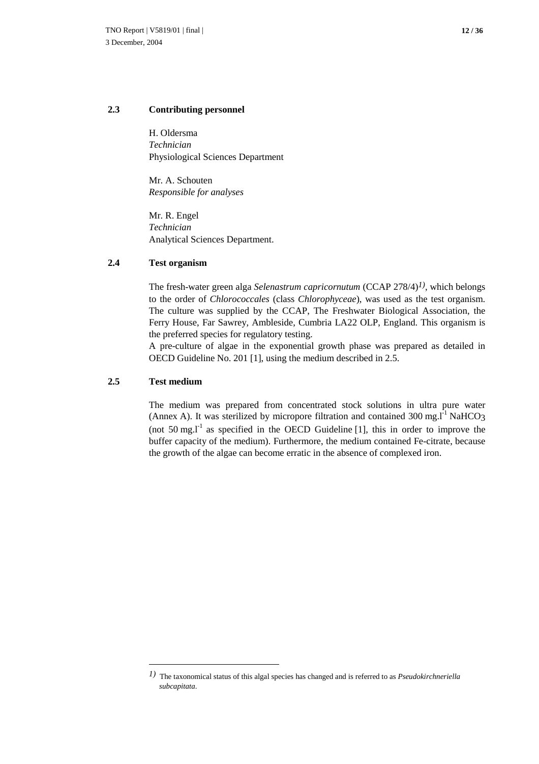### 2.3 Contributing personnel

H. Oldersma
*Technician*
Physiological Sciences Department

Mr. A. Schouten
*Responsible for analyses*

Mr. R. Engel
*Technician*
Analytical Sciences Department.

### 2.4 Test organism

The fresh-water green alga *Selenastrum capricornutum* (CCAP 278/4)[1)], which belongs to the order of *Chlorococcales* (class *Chlorophyceae*), was used as the test organism. The culture was supplied by the CCAP, The Freshwater Biological Association, the Ferry House, Far Sawrey, Ambleside, Cumbria LA22 OLP, England. This organism is the preferred species for regulatory testing.
A pre-culture of algae in the exponential growth phase was prepared as detailed in OECD Guideline No. 201 [1], using the medium described in 2.5.

### 2.5 Test medium

The medium was prepared from concentrated stock solutions in ultra pure water (Annex A). It was sterilized by micropore filtration and contained 300 mg.$l^{-1}$ $NaHCO_3$ (not 50 mg.$l^{-1}$ as specified in the OECD Guideline [1], this in order to improve the buffer capacity of the medium). Furthermore, the medium contained Fe-citrate, because the growth of the algae can become erratic in the absence of complexed iron.

---

1) The taxonomical status of this algal species has changed and is referred to as *Pseudokirchneriella subcapitata*.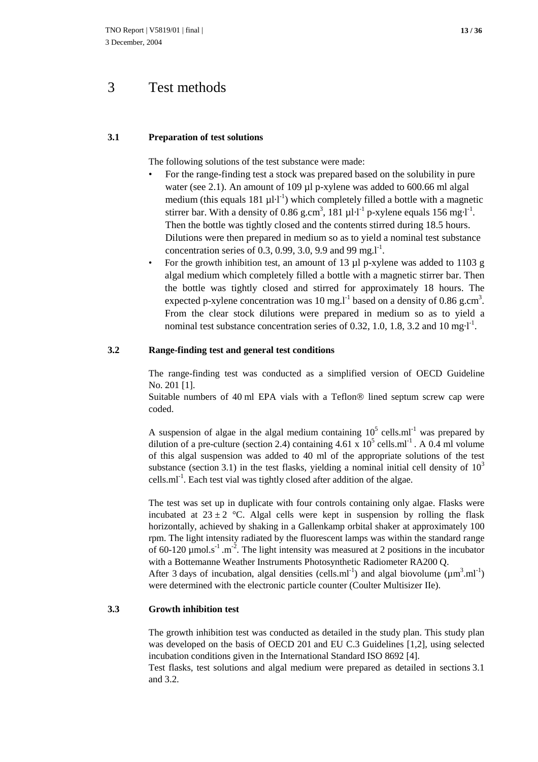# 3 Test methods

## 3.1 Preparation of test solutions

The following solutions of the test substance were made:

- For the range-finding test a stock was prepared based on the solubility in pure water (see 2.1). An amount of 109 µl p-xylene was added to 600.66 ml algal medium (this equals 181 $\mu l \cdot l^{-1}$) which completely filled a bottle with a magnetic stirrer bar. With a density of 0.86 $g.cm^3$, 181 $\mu l \cdot l^{-1}$ p-xylene equals 156 $mg \cdot l^{-1}$. Then the bottle was tightly closed and the contents stirred during 18.5 hours. Dilutions were then prepared in medium so as to yield a nominal test substance concentration series of 0.3, 0.99, 3.0, 9.9 and 99 $mg.l^{-1}$.
- For the growth inhibition test, an amount of 13 µl p-xylene was added to 1103 g algal medium which completely filled a bottle with a magnetic stirrer bar. Then the bottle was tightly closed and stirred for approximately 18 hours. The expected p-xylene concentration was 10 $mg.l^{-1}$ based on a density of 0.86 $g.cm^3$. From the clear stock dilutions were prepared in medium so as to yield a nominal test substance concentration series of 0.32, 1.0, 1.8, 3.2 and 10 $mg \cdot l^{-1}$.

## 3.2 Range-finding test and general test conditions

The range-finding test was conducted as a simplified version of OECD Guideline No. 201 [1].
Suitable numbers of 40 ml EPA vials with a Teflon® lined septum screw cap were coded.

A suspension of algae in the algal medium containing $10^5$ $cells.ml^{-1}$ was prepared by dilution of a pre-culture (section 2.4) containing $4.61 \times 10^5$ $cells.ml^{-1}$. A 0.4 ml volume of this algal suspension was added to 40 ml of the appropriate solutions of the test substance (section 3.1) in the test flasks, yielding a nominal initial cell density of $10^3$ $cells.ml^{-1}$. Each test vial was tightly closed after addition of the algae.

The test was set up in duplicate with four controls containing only algae. Flasks were incubated at $23 \pm 2$ °C. Algal cells were kept in suspension by rolling the flask horizontally, achieved by shaking in a Gallenkamp orbital shaker at approximately 100 rpm. The light intensity radiated by the fluorescent lamps was within the standard range of 60-120 $\mu mol.s^{-1}.m^{-2}$. The light intensity was measured at 2 positions in the incubator with a Bottemanne Weather Instruments Photosynthetic Radiometer RA200 Q.
After 3 days of incubation, algal densities ($cells.ml^{-1}$) and algal biovolume ($\mu m^3.ml^{-1}$) were determined with the electronic particle counter (Coulter Multisizer IIe).

## 3.3 Growth inhibition test

The growth inhibition test was conducted as detailed in the study plan. This study plan was developed on the basis of OECD 201 and EU C.3 Guidelines [1,2], using selected incubation conditions given in the International Standard ISO 8692 [4].
Test flasks, test solutions and algal medium were prepared as detailed in sections 3.1 and 3.2.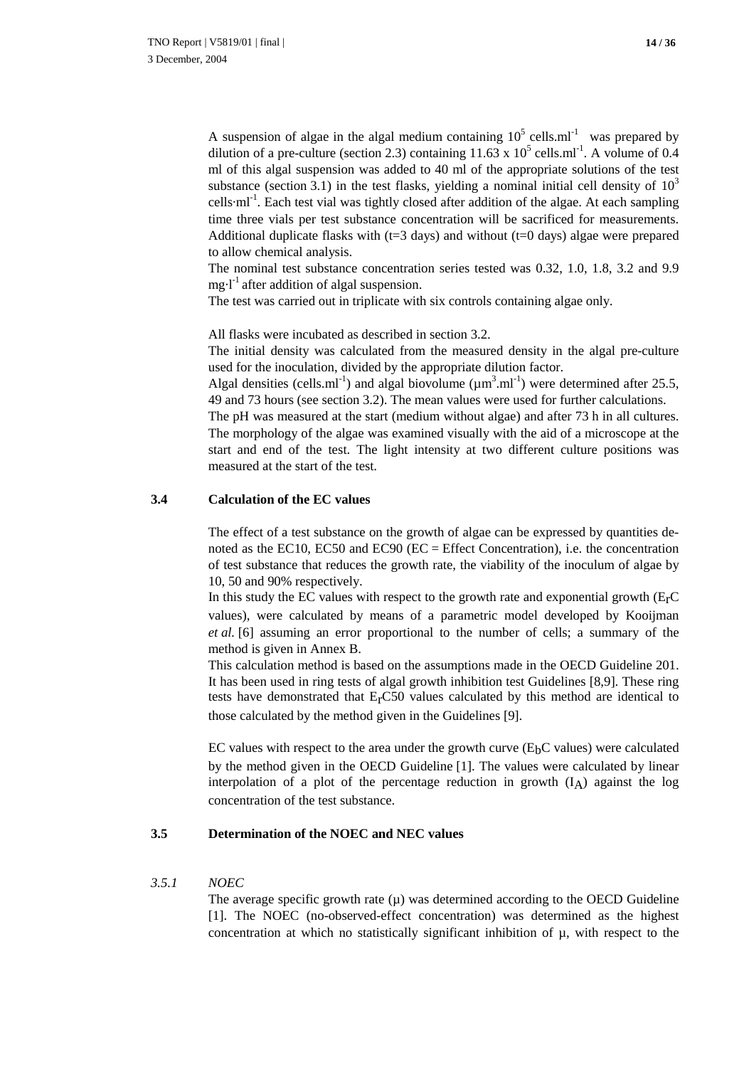A suspension of algae in the algal medium containing $10^5$ cells.ml$^{-1}$ was prepared by dilution of a pre-culture (section 2.3) containing $11.63 \times 10^5$ cells.ml$^{-1}$. A volume of 0.4 ml of this algal suspension was added to 40 ml of the appropriate solutions of the test substance (section 3.1) in the test flasks, yielding a nominal initial cell density of $10^3$ cells·ml$^{-1}$. Each test vial was tightly closed after addition of the algae. At each sampling time three vials per test substance concentration will be sacrificed for measurements. Additional duplicate flasks with (t=3 days) and without (t=0 days) algae were prepared to allow chemical analysis.

The nominal test substance concentration series tested was 0.32, 1.0, 1.8, 3.2 and 9.9 mg·l$^{-1}$ after addition of algal suspension.

The test was carried out in triplicate with six controls containing algae only.

All flasks were incubated as described in section 3.2.

The initial density was calculated from the measured density in the algal pre-culture used for the inoculation, divided by the appropriate dilution factor.

Algal densities (cells.ml$^{-1}$) and algal biovolume (µm$^3$.ml$^{-1}$) were determined after 25.5, 49 and 73 hours (see section 3.2). The mean values were used for further calculations.

The pH was measured at the start (medium without algae) and after 73 h in all cultures. The morphology of the algae was examined visually with the aid of a microscope at the start and end of the test. The light intensity at two different culture positions was measured at the start of the test.

## 3.4 Calculation of the EC values

The effect of a test substance on the growth of algae can be expressed by quantities denoted as the EC10, EC50 and EC90 (EC = Effect Concentration), i.e. the concentration of test substance that reduces the growth rate, the viability of the inoculum of algae by 10, 50 and 90% respectively.

In this study the EC values with respect to the growth rate and exponential growth ($E_rC$ values), were calculated by means of a parametric model developed by Kooijman *et al.* [6] assuming an error proportional to the number of cells; a summary of the method is given in Annex B.

This calculation method is based on the assumptions made in the OECD Guideline 201. It has been used in ring tests of algal growth inhibition test Guidelines [8,9]. These ring tests have demonstrated that $E_rC50$ values calculated by this method are identical to those calculated by the method given in the Guidelines [9].

EC values with respect to the area under the growth curve ($E_bC$ values) were calculated by the method given in the OECD Guideline [1]. The values were calculated by linear interpolation of a plot of the percentage reduction in growth ($I_A$) against the log concentration of the test substance.

## 3.5 Determination of the NOEC and NEC values

### *3.5.1 NOEC*

The average specific growth rate (µ) was determined according to the OECD Guideline [1]. The NOEC (no-observed-effect concentration) was determined as the highest concentration at which no statistically significant inhibition of µ, with respect to the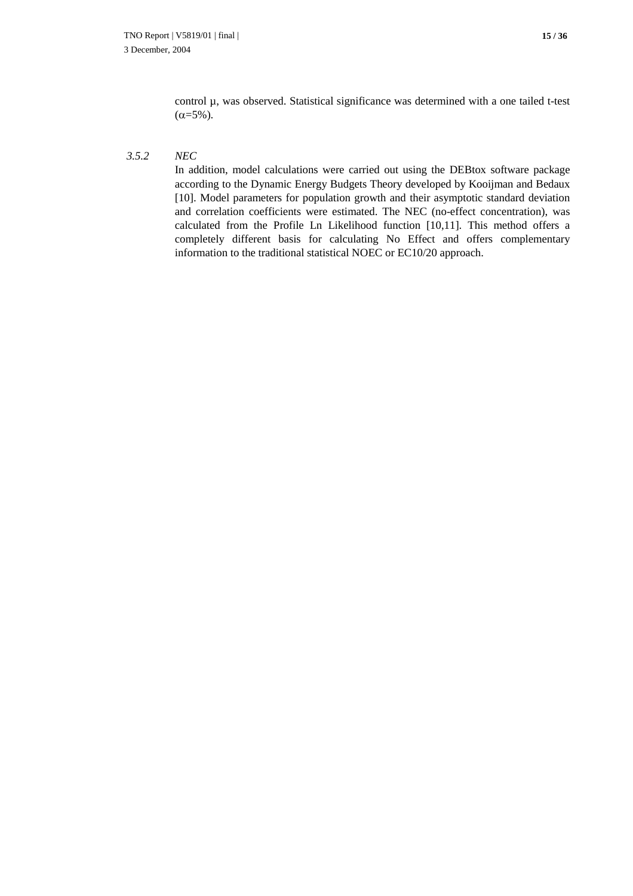control μ, was observed. Statistical significance was determined with a one tailed t-test ($\alpha$=5%).

### *3.5.2 NEC*

In addition, model calculations were carried out using the DEBtox software package according to the Dynamic Energy Budgets Theory developed by Kooijman and Bedaux [10]. Model parameters for population growth and their asymptotic standard deviation and correlation coefficients were estimated. The NEC (no-effect concentration), was calculated from the Profile Ln Likelihood function [10,11]. This method offers a completely different basis for calculating No Effect and offers complementary information to the traditional statistical NOEC or EC10/20 approach.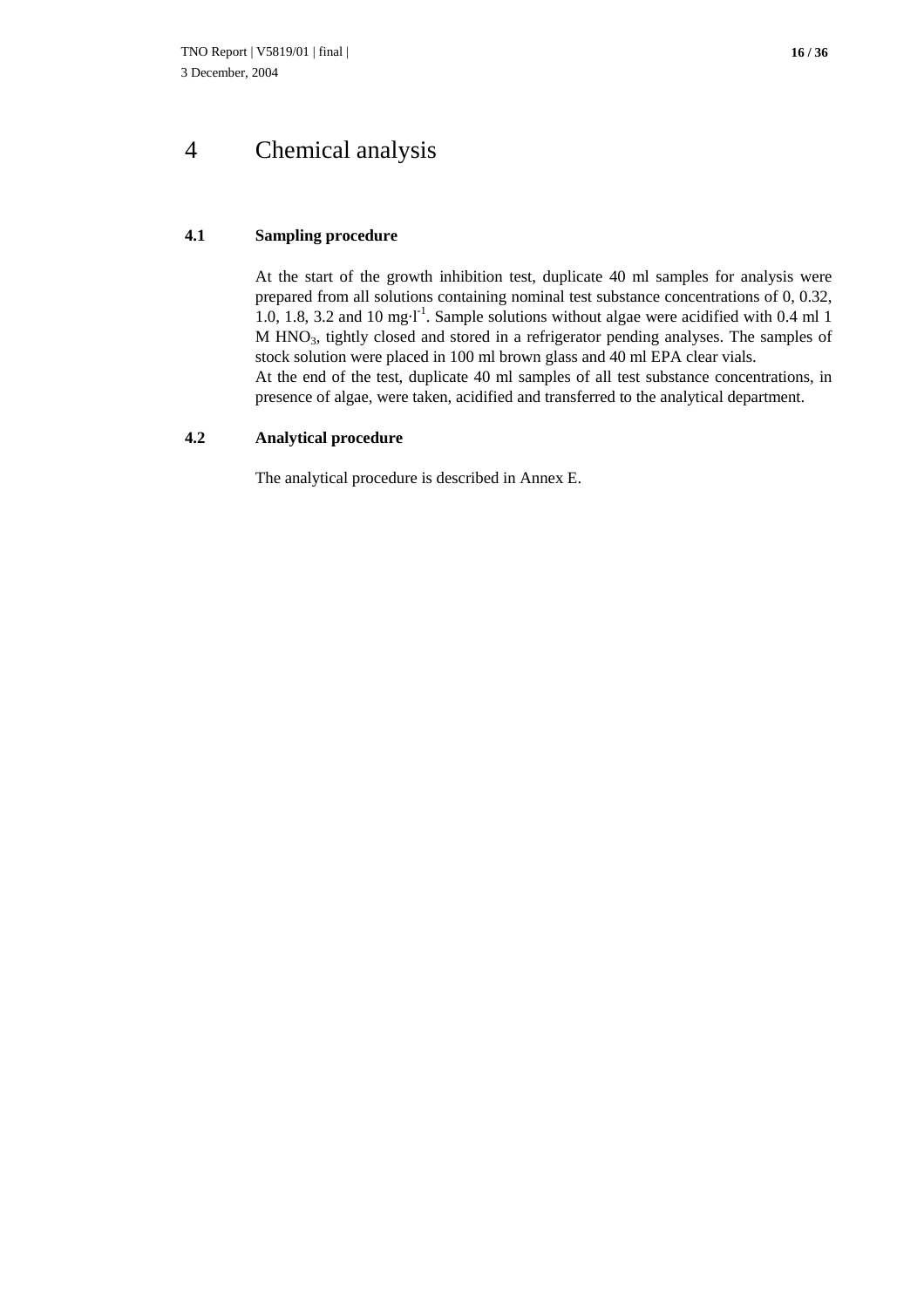# 4 Chemical analysis

## 4.1 Sampling procedure

At the start of the growth inhibition test, duplicate 40 ml samples for analysis were prepared from all solutions containing nominal test substance concentrations of 0, 0.32, 1.0, 1.8, 3.2 and 10 $mg \cdot l^{-1}$. Sample solutions without algae were acidified with 0.4 ml 1 M $HNO_3$, tightly closed and stored in a refrigerator pending analyses. The samples of stock solution were placed in 100 ml brown glass and 40 ml EPA clear vials.
At the end of the test, duplicate 40 ml samples of all test substance concentrations, in presence of algae, were taken, acidified and transferred to the analytical department.

## 4.2 Analytical procedure

The analytical procedure is described in Annex E.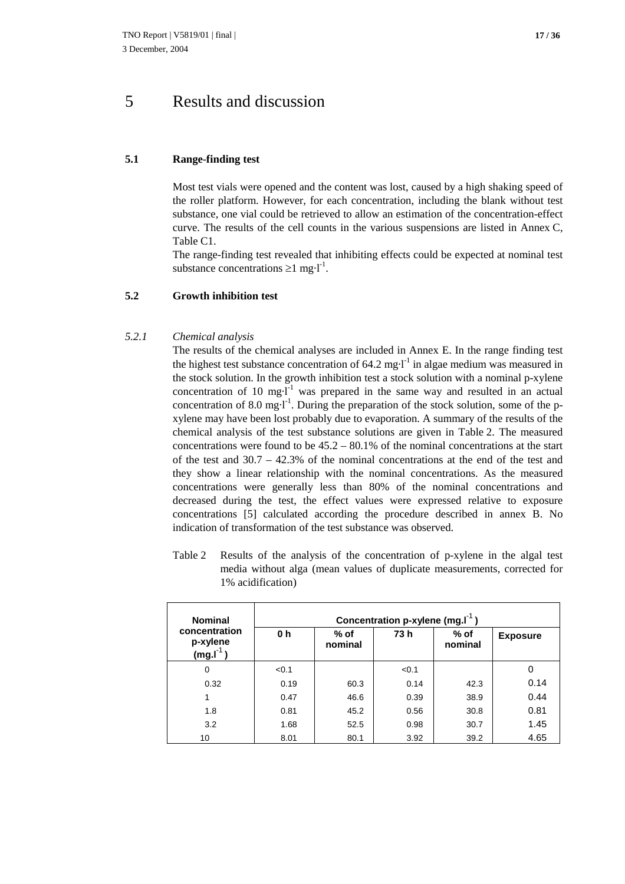# 5 Results and discussion

## 5.1 Range-finding test

Most test vials were opened and the content was lost, caused by a high shaking speed of the roller platform. However, for each concentration, including the blank without test substance, one vial could be retrieved to allow an estimation of the concentration-effect curve. The results of the cell counts in the various suspensions are listed in Annex C, Table C1.

The range-finding test revealed that inhibiting effects could be expected at nominal test substance concentrations $\geq 1$ mg·l$^{-1}$.

## 5.2 Growth inhibition test

### *5.2.1 Chemical analysis*

The results of the chemical analyses are included in Annex E. In the range finding test the highest test substance concentration of 64.2 mg·l$^{-1}$ in algae medium was measured in the stock solution. In the growth inhibition test a stock solution with a nominal p-xylene concentration of 10 mg·l$^{-1}$ was prepared in the same way and resulted in an actual concentration of 8.0 mg·l$^{-1}$. During the preparation of the stock solution, some of the p-xylene may have been lost probably due to evaporation. A summary of the results of the chemical analysis of the test substance solutions are given in Table 2. The measured concentrations were found to be 45.2 – 80.1% of the nominal concentrations at the start of the test and 30.7 – 42.3% of the nominal concentrations at the end of the test and they show a linear relationship with the nominal concentrations. As the measured concentrations were generally less than 80% of the nominal concentrations and decreased during the test, the effect values were expressed relative to exposure concentrations [5] calculated according the procedure described in annex B. No indication of transformation of the test substance was observed.

Table 2 Results of the analysis of the concentration of p-xylene in the algal test media without alga (mean values of duplicate measurements, corrected for 1% acidification)

| Nominal concentration p-xylene (mg.l$^{-1}$) | Concentration p-xylene (mg.l$^{-1}$) | | | | |
|---|---|---|---|---|---|
| | 0 h | % of nominal | 73 h | % of nominal | Exposure |
| 0 | <0.1 | | <0.1 | | 0 |
| 0.32 | 0.19 | 60.3 | 0.14 | 42.3 | 0.14 |
| 1 | 0.47 | 46.6 | 0.39 | 38.9 | 0.44 |
| 1.8 | 0.81 | 45.2 | 0.56 | 30.8 | 0.81 |
| 3.2 | 1.68 | 52.5 | 0.98 | 30.7 | 1.45 |
| 10 | 8.01 | 80.1 | 3.92 | 39.2 | 4.65 |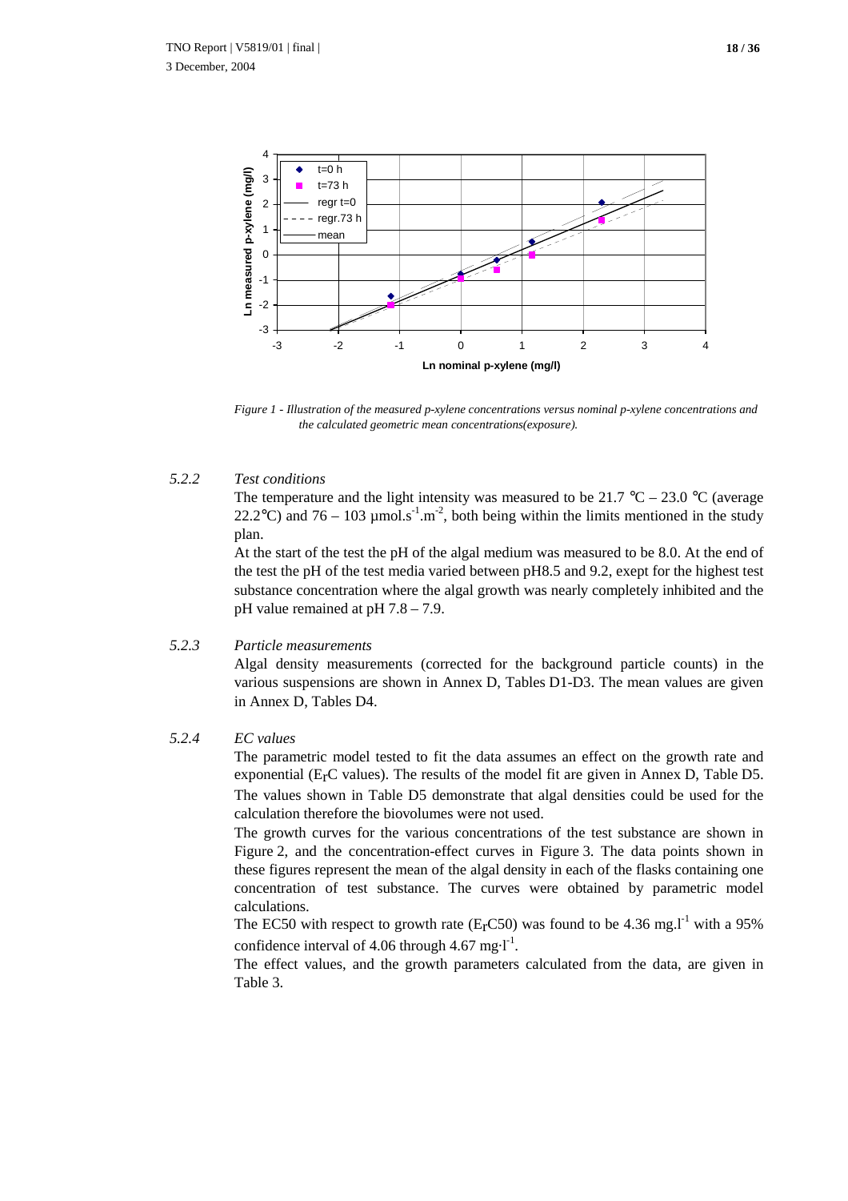Figure 1 - Illustration of the measured p-xylene concentrations versus nominal p-xylene concentrations and the calculated geometric mean concentrations(exposure).

### 5.2.2 *Test conditions*

The temperature and the light intensity was measured to be 21.7 °C – 23.0 °C (average 22.2°C) and 76 – 103 µmol.s$^{-1}$.m$^{-2}$, both being within the limits mentioned in the study plan.

At the start of the test the pH of the algal medium was measured to be 8.0. At the end of the test the pH of the test media varied between pH8.5 and 9.2, exept for the highest test substance concentration where the algal growth was nearly completely inhibited and the pH value remained at pH 7.8 – 7.9.

### 5.2.3 *Particle measurements*

Algal density measurements (corrected for the background particle counts) in the various suspensions are shown in Annex D, Tables D1-D3. The mean values are given in Annex D, Tables D4.

### 5.2.4 *EC values*

The parametric model tested to fit the data assumes an effect on the growth rate and exponential ($E_rC$ values). The results of the model fit are given in Annex D, Table D5. The values shown in Table D5 demonstrate that algal densities could be used for the calculation therefore the biovolumes were not used.

The growth curves for the various concentrations of the test substance are shown in Figure 2, and the concentration-effect curves in Figure 3. The data points shown in these figures represent the mean of the algal density in each of the flasks containing one concentration of test substance. The curves were obtained by parametric model calculations.

The EC50 with respect to growth rate ($E_rC50$) was found to be 4.36 mg.l$^{-1}$ with a 95% confidence interval of 4.06 through 4.67 mg·l$^{-1}$.

The effect values, and the growth parameters calculated from the data, are given in Table 3.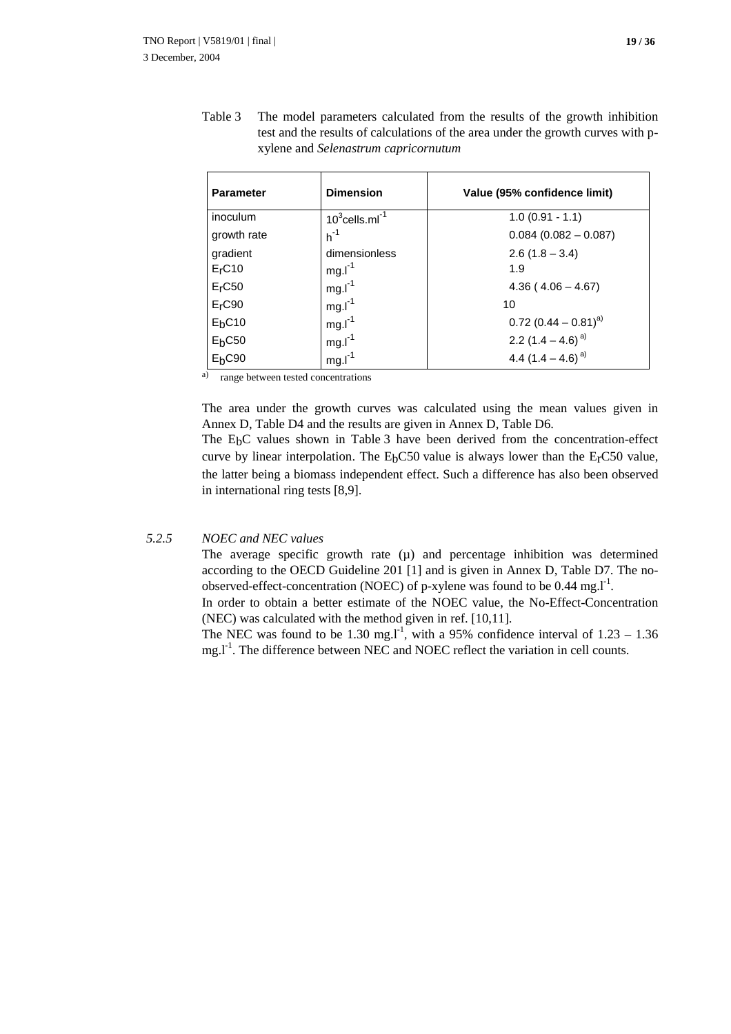Table 3 The model parameters calculated from the results of the growth inhibition test and the results of calculations of the area under the growth curves with p-xylene and *Selenastrum capricornutum*

| Parameter | Dimension | Value (95% confidence limit) |
|---|---|---|
| inoculum | $10^3$cells.ml$^{-1}$ | 1.0 (0.91 - 1.1) |
| growth rate | h$^{-1}$ | 0.084 (0.082 – 0.087) |
| gradient | dimensionless | 2.6 (1.8 – 3.4) |
| $E_rC10$ | mg.l$^{-1}$ | 1.9 |
| $E_rC50$ | mg.l$^{-1}$ | 4.36 ( 4.06 – 4.67) |
| $E_rC90$ | mg.l$^{-1}$ | 10 |
| $E_bC10$ | mg.l$^{-1}$ | 0.72 (0.44 – 0.81)[a)] |
| $E_bC50$ | mg.l$^{-1}$ | 2.2 (1.4 – 4.6) [a)] |
| $E_bC90$ | mg.l$^{-1}$ | 4.4 (1.4 – 4.6) [a)] |

a) range between tested concentrations

The area under the growth curves was calculated using the mean values given in Annex D, Table D4 and the results are given in Annex D, Table D6.

The $E_bC$ values shown in Table 3 have been derived from the concentration-effect curve by linear interpolation. The $E_bC50$ value is always lower than the $E_rC50$ value, the latter being a biomass independent effect. Such a difference has also been observed in international ring tests [8,9].

### 5.2.5 *NOEC and NEC values*

The average specific growth rate (μ) and percentage inhibition was determined according to the OECD Guideline 201 [1] and is given in Annex D, Table D7. The no-observed-effect-concentration (NOEC) of p-xylene was found to be 0.44 mg.l$^{-1}$.

In order to obtain a better estimate of the NOEC value, the No-Effect-Concentration (NEC) was calculated with the method given in ref. [10,11].

The NEC was found to be 1.30 mg.l$^{-1}$, with a 95% confidence interval of 1.23 – 1.36 mg.l$^{-1}$. The difference between NEC and NOEC reflect the variation in cell counts.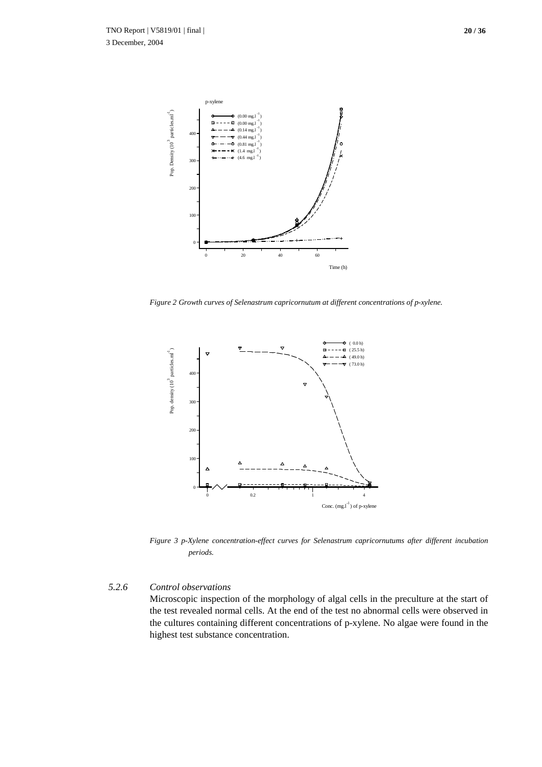*Figure 2 Growth curves of Selenastrum capricornutum at different concentrations of p-xylene.*

*Figure 3 p-Xylene concentration-effect curves for Selenastrum capricornutums after different incubation periods.*

### *5.2.6 Control observations*

Microscopic inspection of the morphology of algal cells in the preculture at the start of the test revealed normal cells. At the end of the test no abnormal cells were observed in the cultures containing different concentrations of p-xylene. No algae were found in the highest test substance concentration.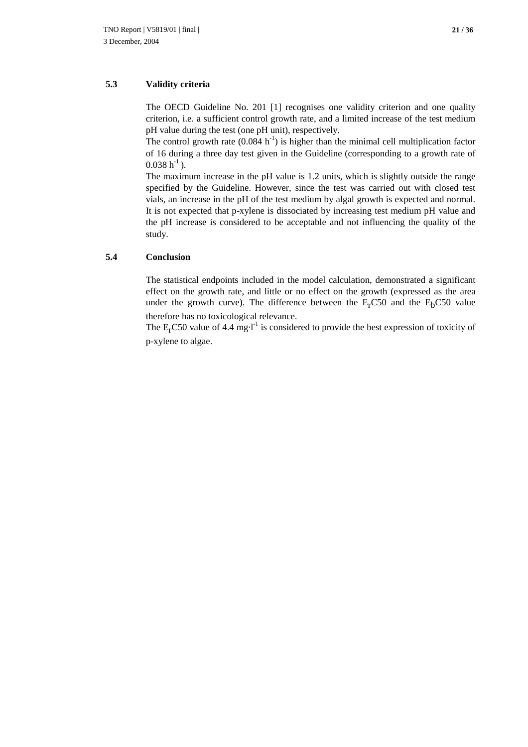## 5.3 Validity criteria

The OECD Guideline No. 201 [1] recognises one validity criterion and one quality criterion, i.e. a sufficient control growth rate, and a limited increase of the test medium pH value during the test (one pH unit), respectively.

The control growth rate (0.084 $h^{-1}$) is higher than the minimal cell multiplication factor of 16 during a three day test given in the Guideline (corresponding to a growth rate of 0.038 $h^{-1}$).

The maximum increase in the pH value is 1.2 units, which is slightly outside the range specified by the Guideline. However, since the test was carried out with closed test vials, an increase in the pH of the test medium by algal growth is expected and normal. It is not expected that p-xylene is dissociated by increasing test medium pH value and the pH increase is considered to be acceptable and not influencing the quality of the study.

## 5.4 Conclusion

The statistical endpoints included in the model calculation, demonstrated a significant effect on the growth rate, and little or no effect on the growth (expressed as the area under the growth curve). The difference between the $E_rC50$ and the $E_bC50$ value therefore has no toxicological relevance.

The $E_rC50$ value of 4.4 $mg \cdot l^{-1}$ is considered to provide the best expression of toxicity of p-xylene to algae.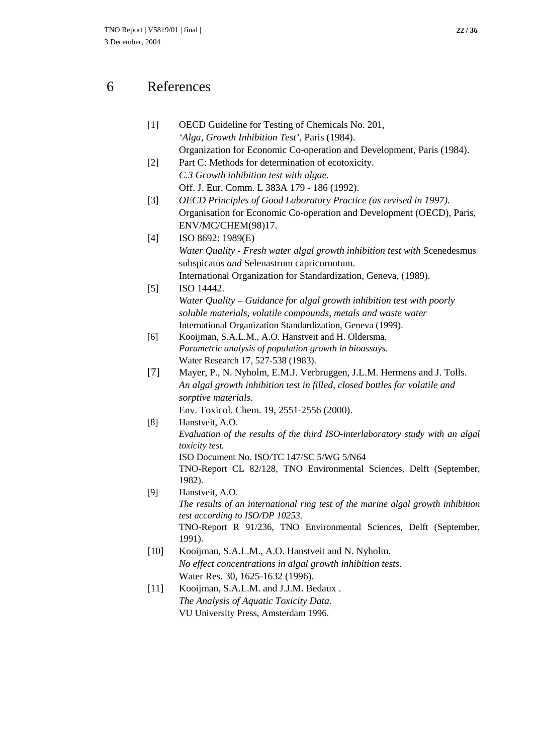# 6 References

[1] OECD Guideline for Testing of Chemicals No. 201,
*'Alga, Growth Inhibition Test'*, Paris (1984).
Organization for Economic Co-operation and Development, Paris (1984).

[2] Part C: Methods for determination of ecotoxicity.
*C.3 Growth inhibition test with algae.*
Off. J. Eur. Comm. L 383A 179 - 186 (1992).

[3] *OECD Principles of Good Laboratory Practice (as revised in 1997).*
Organisation for Economic Co-operation and Development (OECD), Paris, ENV/MC/CHEM(98)17.

[4] ISO 8692: 1989(E)
*Water Quality - Fresh water algal growth inhibition test with* Scenedesmus subspicatus *and* Selenastrum capricornutum.
International Organization for Standardization, Geneva, (1989).

[5] ISO 14442.
*Water Quality – Guidance for algal growth inhibition test with poorly soluble materials, volatile compounds, metals and waste water*
International Organization Standardization, Geneva (1999).

[6] Kooijman, S.A.L.M., A.O. Hanstveit and H. Oldersma.
*Parametric analysis of population growth in bioassays.*
Water Research 17, 527-538 (1983).

[7] Mayer, P., N. Nyholm, E.M.J. Verbruggen, J.L.M. Hermens and J. Tolls.
*An algal growth inhibition test in filled, closed bottles for volatile and sorptive materials*.
Env. Toxicol. Chem. 19, 2551-2556 (2000).

[8] Hanstveit, A.O.
*Evaluation of the results of the third ISO-interlaboratory study with an algal toxicity test.*
ISO Document No. ISO/TC 147/SC 5/WG 5/N64
TNO-Report CL 82/128, TNO Environmental Sciences, Delft (September, 1982).

[9] Hanstveit, A.O.
*The results of an international ring test of the marine algal growth inhibition test according to ISO/DP 10253.*
TNO-Report R 91/236, TNO Environmental Sciences, Delft (September, 1991).

[10] Kooijman, S.A.L.M., A.O. Hanstveit and N. Nyholm.
*No effect concentrations in algal growth inhibition tests.*
Water Res. 30, 1625-1632 (1996).

[11] Kooijman, S.A.L.M. and J.J.M. Bedaux .
*The Analysis of Aquatic Toxicity Data.*
VU University Press, Amsterdam 1996.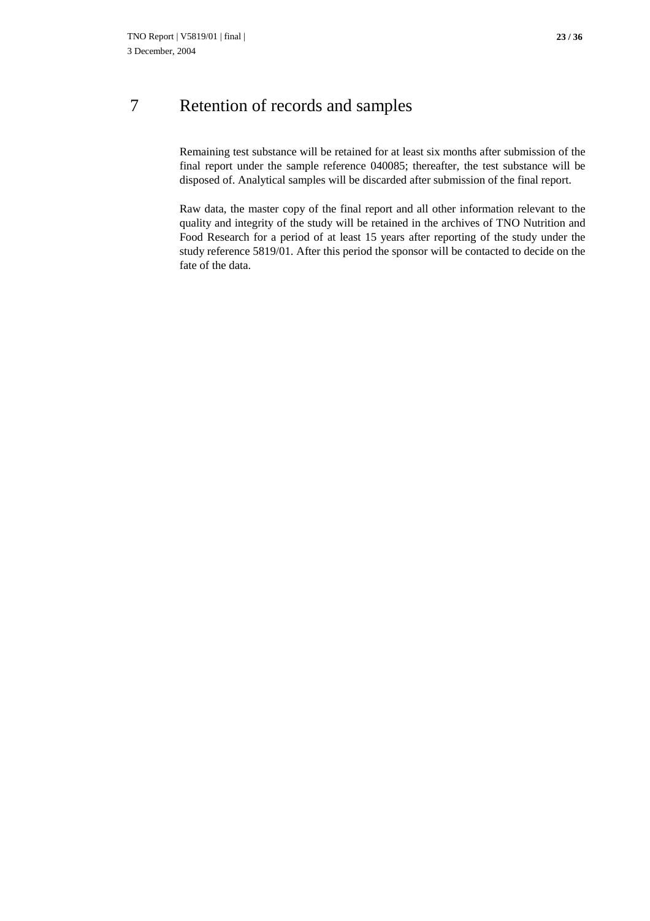# 7 Retention of records and samples

Remaining test substance will be retained for at least six months after submission of the final report under the sample reference 040085; thereafter, the test substance will be disposed of. Analytical samples will be discarded after submission of the final report.

Raw data, the master copy of the final report and all other information relevant to the quality and integrity of the study will be retained in the archives of TNO Nutrition and Food Research for a period of at least 15 years after reporting of the study under the study reference 5819/01. After this period the sponsor will be contacted to decide on the fate of the data.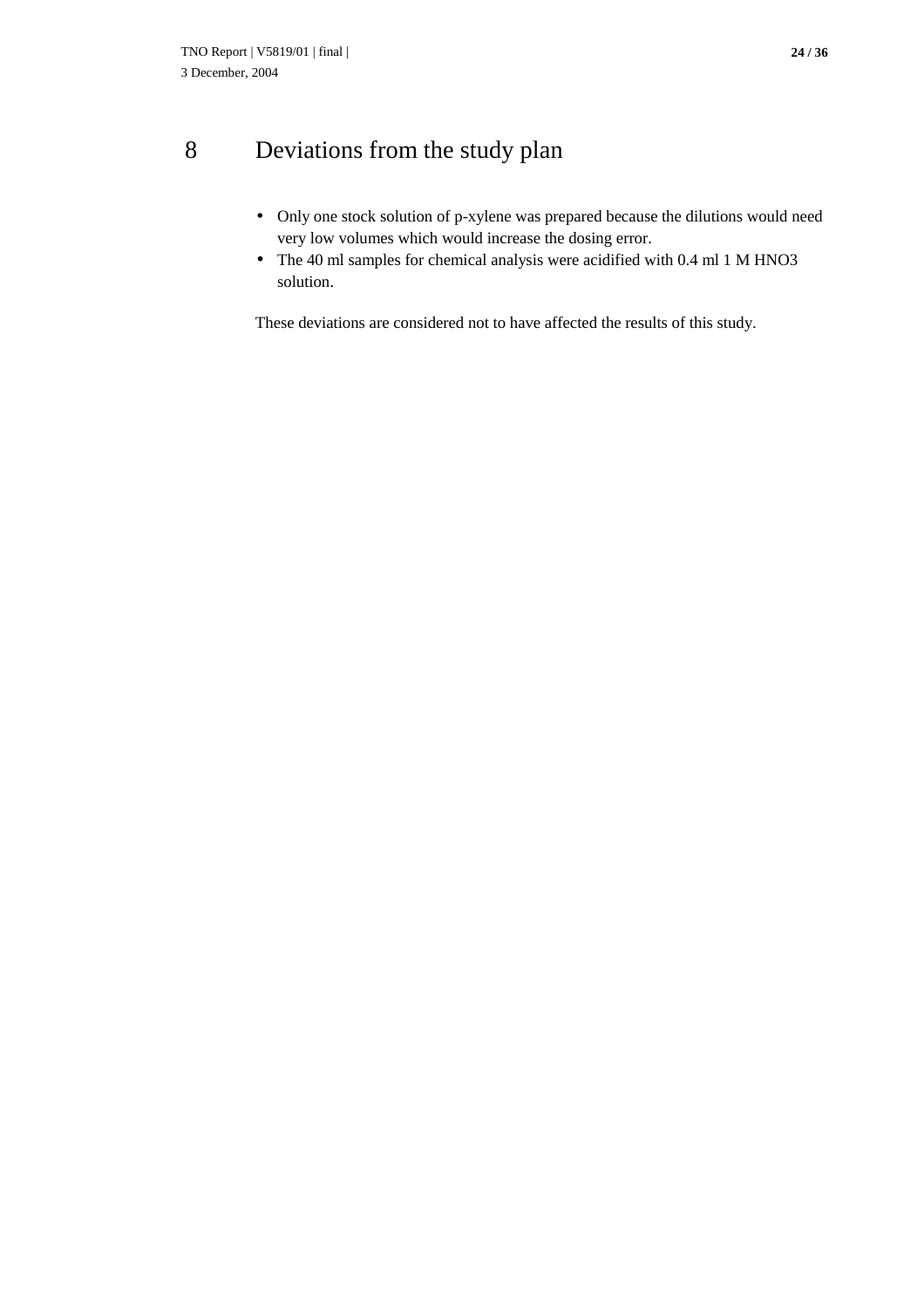# 8 Deviations from the study plan

- Only one stock solution of p-xylene was prepared because the dilutions would need very low volumes which would increase the dosing error.
- The 40 ml samples for chemical analysis were acidified with 0.4 ml 1 M $HNO_3$ solution.

These deviations are considered not to have affected the results of this study.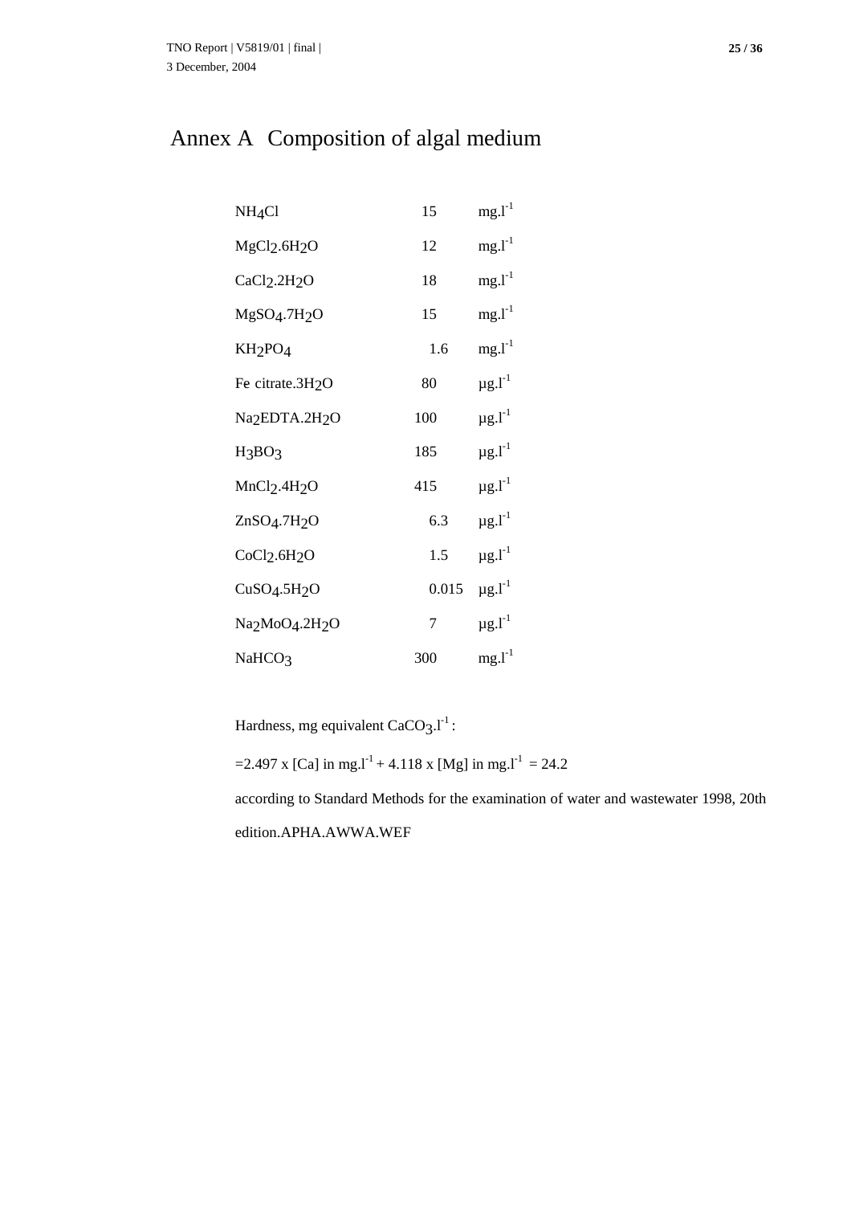# Annex A Composition of algal medium

| | | |
|---|---|---|
| $NH_4Cl$ | 15 | $mg.l^{-1}$ |
| $MgCl_2.6H_2O$ | 12 | $mg.l^{-1}$ |
| $CaCl_2.2H_2O$ | 18 | $mg.l^{-1}$ |
| $MgSO_4.7H_2O$ | 15 | $mg.l^{-1}$ |
| $KH_2PO_4$ | 1.6 | $mg.l^{-1}$ |
| Fe citrate.$3H_2O$ | 80 | $\mu g.l^{-1}$ |
| $Na_2EDTA.2H_2O$ | 100 | $\mu g.l^{-1}$ |
| $H_3BO_3$ | 185 | $\mu g.l^{-1}$ |
| $MnCl_2.4H_2O$ | 415 | $\mu g.l^{-1}$ |
| $ZnSO_4.7H_2O$ | 6.3 | $\mu g.l^{-1}$ |
| $CoCl_2.6H_2O$ | 1.5 | $\mu g.l^{-1}$ |
| $CuSO_4.5H_2O$ | 0.015 | $\mu g.l^{-1}$ |
| $Na_2MoO_4.2H_2O$ | 7 | $\mu g.l^{-1}$ |
| $NaHCO_3$ | 300 | $mg.l^{-1}$ |

Hardness, mg equivalent $CaCO_3.l^{-1}$ :

$=2.497 \times [Ca]$ in $mg.l^{-1} + 4.118 \times [Mg]$ in $mg.l^{-1}$ = 24.2

according to Standard Methods for the examination of water and wastewater 1998, 20th edition.APHA.AWWA.WEF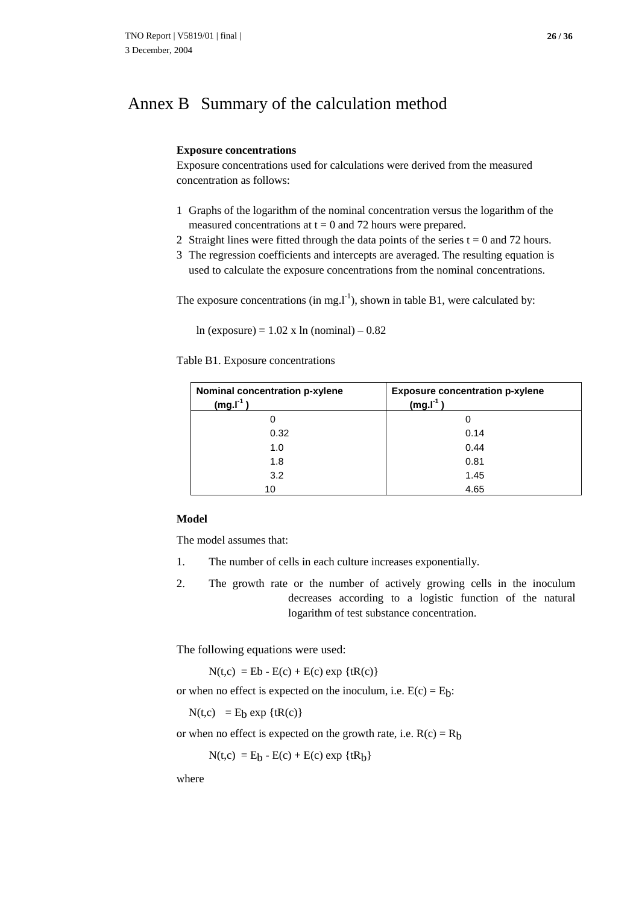# Annex B Summary of the calculation method

**Exposure concentrations**

Exposure concentrations used for calculations were derived from the measured concentration as follows:

1. Graphs of the logarithm of the nominal concentration versus the logarithm of the measured concentrations at t = 0 and 72 hours were prepared.
2. Straight lines were fitted through the data points of the series t = 0 and 72 hours.
3. The regression coefficients and intercepts are averaged. The resulting equation is used to calculate the exposure concentrations from the nominal concentrations.

The exposure concentrations (in $mg.l^{-1}$), shown in table B1, were calculated by:

$$\ln(\text{exposure}) = 1.02 \times \ln(\text{nominal}) - 0.82$$

Table B1. Exposure concentrations

| Nominal concentration p-xylene ($mg.l^{-1}$) | Exposure concentration p-xylene ($mg.l^{-1}$) |
|---|---|
| 0 | 0 |
| 0.32 | 0.14 |
| 1.0 | 0.44 |
| 1.8 | 0.81 |
| 3.2 | 1.45 |
| 10 | 4.65 |

**Model**

The model assumes that:

1. The number of cells in each culture increases exponentially.
2. The growth rate or the number of actively growing cells in the inoculum decreases according to a logistic function of the natural logarithm of test substance concentration.

The following equations were used:

$$N(t,c) = Eb - E(c) + E(c) \exp\{tR(c)\}$$

or when no effect is expected on the inoculum, i.e. $E(c) = E_b$:

$$N(t,c) = E_b \exp\{tR(c)\}$$

or when no effect is expected on the growth rate, i.e. $R(c) = R_b$

$$N(t,c) = E_b - E(c) + E(c) \exp\{tR_b\}$$

where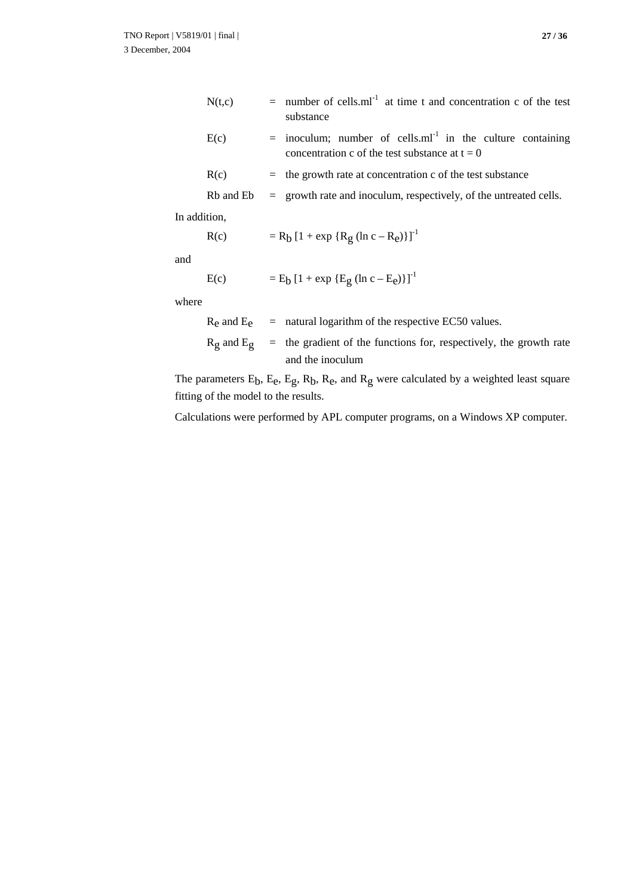$N(t,c)$ = number of cells.ml$^{-1}$ at time t and concentration c of the test substance

$E(c)$ = inoculum; number of cells.ml$^{-1}$ in the culture containing concentration c of the test substance at $t = 0$

$R(c)$ = the growth rate at concentration c of the test substance

Rb and Eb = growth rate and inoculum, respectively, of the untreated cells.

In addition,

$$R(c) = R_b \left[1 + \exp\{R_g (\ln c - R_e)\}\right]^{-1}$$

and

$$E(c) = E_b \left[1 + \exp\{E_g (\ln c - E_e)\}\right]^{-1}$$

where

$R_e$ and $E_e$ = natural logarithm of the respective EC50 values.

$R_g$ and $E_g$ = the gradient of the functions for, respectively, the growth rate and the inoculum

The parameters $E_b$, $E_e$, $E_g$, $R_b$, $R_e$, and $R_g$ were calculated by a weighted least square fitting of the model to the results.

Calculations were performed by APL computer programs, on a Windows XP computer.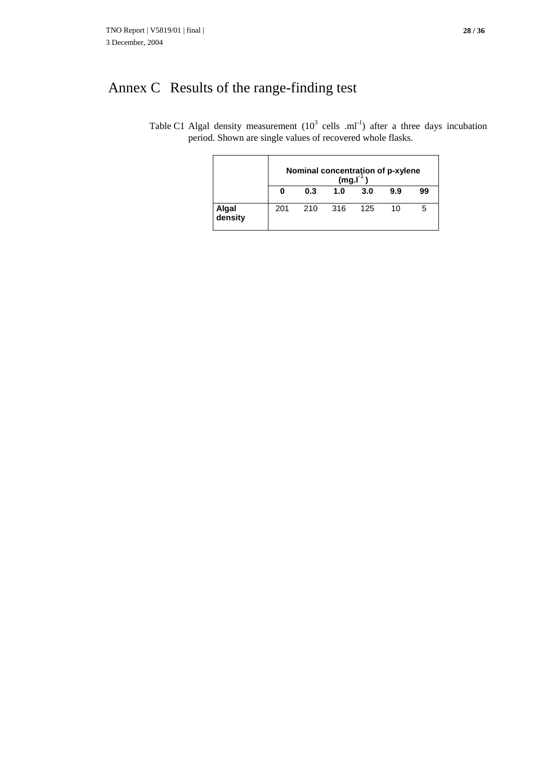# Annex C Results of the range-finding test

Table C1 Algal density measurement ($10^3$ cells .ml$^{-1}$) after a three days incubation period. Shown are single values of recovered whole flasks.

| | Nominal concentration of p-xylene (mg.l$^{-1}$) | | | | | |
|---|---|---|---|---|---|---|
| | **0** | **0.3** | **1.0** | **3.0** | **9.9** | **99** |
| **Algal density** | 201 | 210 | 316 | 125 | 10 | 5 |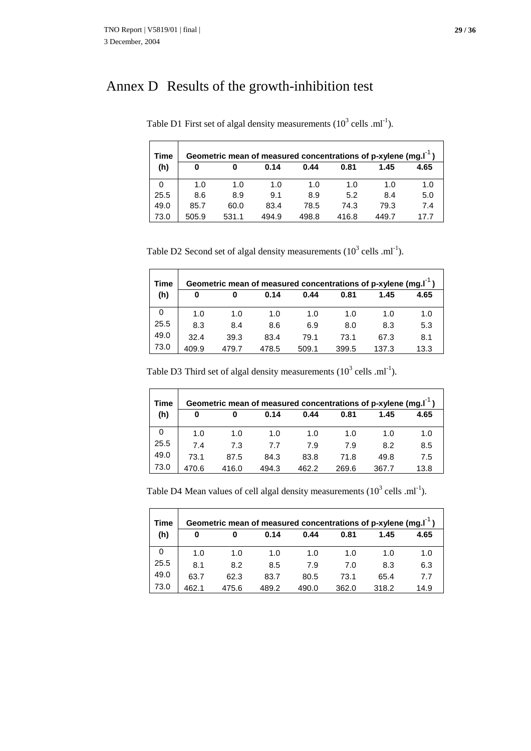# Annex D Results of the growth-inhibition test

Table D1 First set of algal density measurements ($10^3$ cells .ml$^{-1}$).

| Time | Geometric mean of measured concentrations of p-xylene (mg.l$^{-1}$) | | | | | | |
|---|---|---|---|---|---|---|---|
| (h) | 0 | 0 | 0.14 | 0.44 | 0.81 | 1.45 | 4.65 |
| 0 | 1.0 | 1.0 | 1.0 | 1.0 | 1.0 | 1.0 | 1.0 |
| 25.5 | 8.6 | 8.9 | 9.1 | 8.9 | 5.2 | 8.4 | 5.0 |
| 49.0 | 85.7 | 60.0 | 83.4 | 78.5 | 74.3 | 79.3 | 7.4 |
| 73.0 | 505.9 | 531.1 | 494.9 | 498.8 | 416.8 | 449.7 | 17.7 |

Table D2 Second set of algal density measurements ($10^3$ cells .ml$^{-1}$).

| Time | Geometric mean of measured concentrations of p-xylene (mg.l$^{-1}$) | | | | | | |
|---|---|---|---|---|---|---|---|
| (h) | 0 | 0 | 0.14 | 0.44 | 0.81 | 1.45 | 4.65 |
| 0 | 1.0 | 1.0 | 1.0 | 1.0 | 1.0 | 1.0 | 1.0 |
| 25.5 | 8.3 | 8.4 | 8.6 | 6.9 | 8.0 | 8.3 | 5.3 |
| 49.0 | 32.4 | 39.3 | 83.4 | 79.1 | 73.1 | 67.3 | 8.1 |
| 73.0 | 409.9 | 479.7 | 478.5 | 509.1 | 399.5 | 137.3 | 13.3 |

Table D3 Third set of algal density measurements ($10^3$ cells .ml$^{-1}$).

| Time | Geometric mean of measured concentrations of p-xylene (mg.l$^{-1}$) | | | | | | |
|---|---|---|---|---|---|---|---|
| (h) | 0 | 0 | 0.14 | 0.44 | 0.81 | 1.45 | 4.65 |
| 0 | 1.0 | 1.0 | 1.0 | 1.0 | 1.0 | 1.0 | 1.0 |
| 25.5 | 7.4 | 7.3 | 7.7 | 7.9 | 7.9 | 8.2 | 8.5 |
| 49.0 | 73.1 | 87.5 | 84.3 | 83.8 | 71.8 | 49.8 | 7.5 |
| 73.0 | 470.6 | 416.0 | 494.3 | 462.2 | 269.6 | 367.7 | 13.8 |

Table D4 Mean values of cell algal density measurements ($10^3$ cells .ml$^{-1}$).

| Time | Geometric mean of measured concentrations of p-xylene (mg.l$^{-1}$) | | | | | | |
|---|---|---|---|---|---|---|---|
| (h) | 0 | 0 | 0.14 | 0.44 | 0.81 | 1.45 | 4.65 |
| 0 | 1.0 | 1.0 | 1.0 | 1.0 | 1.0 | 1.0 | 1.0 |
| 25.5 | 8.1 | 8.2 | 8.5 | 7.9 | 7.0 | 8.3 | 6.3 |
| 49.0 | 63.7 | 62.3 | 83.7 | 80.5 | 73.1 | 65.4 | 7.7 |
| 73.0 | 462.1 | 475.6 | 489.2 | 490.0 | 362.0 | 318.2 | 14.9 |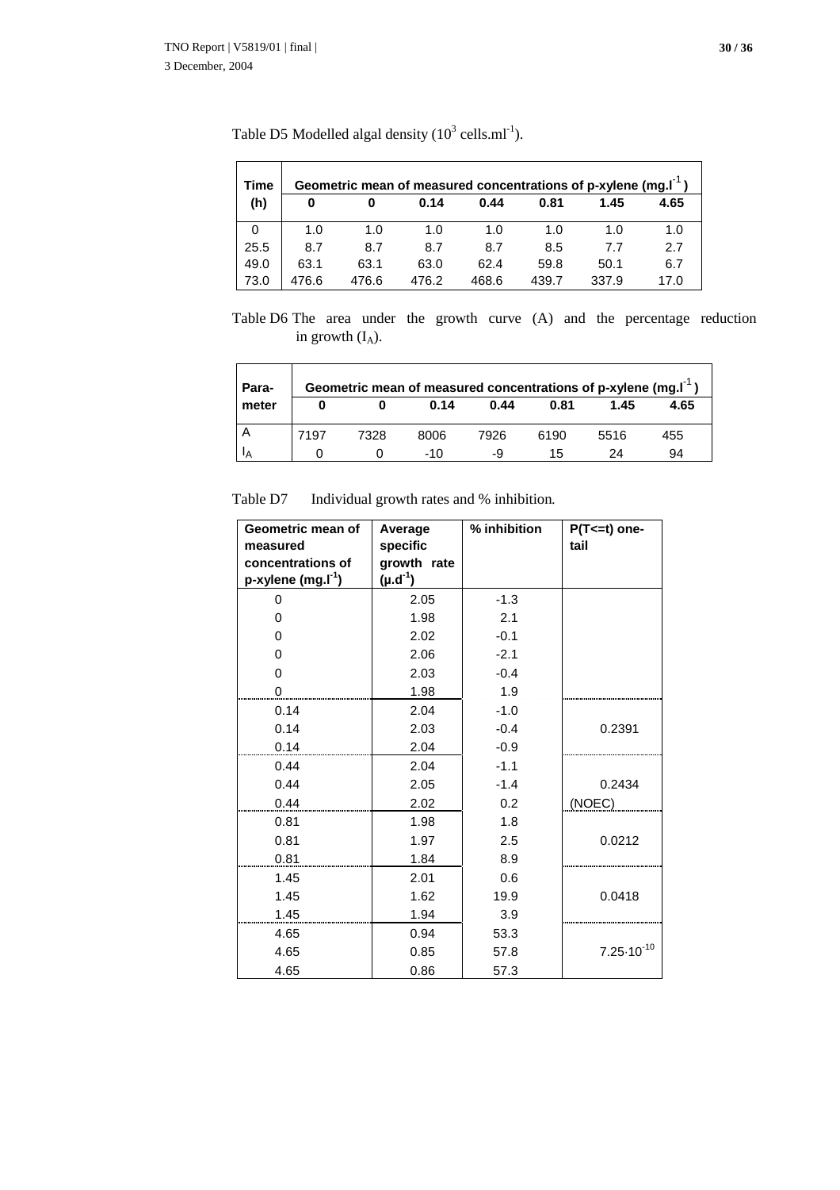Table D5 Modelled algal density ($10^3$ cells.ml$^{-1}$).

| Time (h) | Geometric mean of measured concentrations of p-xylene (mg.l$^{-1}$) | | | | | | |
|---|---|---|---|---|---|---|---|
| | 0 | 0 | 0.14 | 0.44 | 0.81 | 1.45 | 4.65 |
| 0 | 1.0 | 1.0 | 1.0 | 1.0 | 1.0 | 1.0 | 1.0 |
| 25.5 | 8.7 | 8.7 | 8.7 | 8.7 | 8.5 | 7.7 | 2.7 |
| 49.0 | 63.1 | 63.1 | 63.0 | 62.4 | 59.8 | 50.1 | 6.7 |
| 73.0 | 476.6 | 476.6 | 476.2 | 468.6 | 439.7 | 337.9 | 17.0 |

Table D6 The area under the growth curve (A) and the percentage reduction in growth ($I_A$).

| Para-meter | Geometric mean of measured concentrations of p-xylene (mg.l$^{-1}$) | | | | | | |
|---|---|---|---|---|---|---|---|
| | 0 | 0 | 0.14 | 0.44 | 0.81 | 1.45 | 4.65 |
| A | 7197 | 7328 | 8006 | 7926 | 6190 | 5516 | 455 |
| $I_A$ | 0 | 0 | -10 | -9 | 15 | 24 | 94 |

Table D7 Individual growth rates and % inhibition.

| Geometric mean of measured concentrations of p-xylene (mg.l$^{-1}$) | Average specific growth rate (µ.d$^{-1}$) | % inhibition | P(T<=t) one-tail |
|---|---|---|---|
| 0 | 2.05 | -1.3 | |
| 0 | 1.98 | 2.1 | |
| 0 | 2.02 | -0.1 | |
| 0 | 2.06 | -2.1 | |
| 0 | 2.03 | -0.4 | |
| 0 | 1.98 | 1.9 | |
| 0.14 | 2.04 | -1.0 | |
| 0.14 | 2.03 | -0.4 | 0.2391 |
| 0.14 | 2.04 | -0.9 | |
| 0.44 | 2.04 | -1.1 | |
| 0.44 | 2.05 | -1.4 | 0.2434 |
| 0.44 | 2.02 | 0.2 | (NOEC) |
| 0.81 | 1.98 | 1.8 | |
| 0.81 | 1.97 | 2.5 | 0.0212 |
| 0.81 | 1.84 | 8.9 | |
| 1.45 | 2.01 | 0.6 | |
| 1.45 | 1.62 | 19.9 | 0.0418 |
| 1.45 | 1.94 | 3.9 | |
| 4.65 | 0.94 | 53.3 | |
| 4.65 | 0.85 | 57.8 | $7.25 \cdot 10^{-10}$ |
| 4.65 | 0.86 | 57.3 | |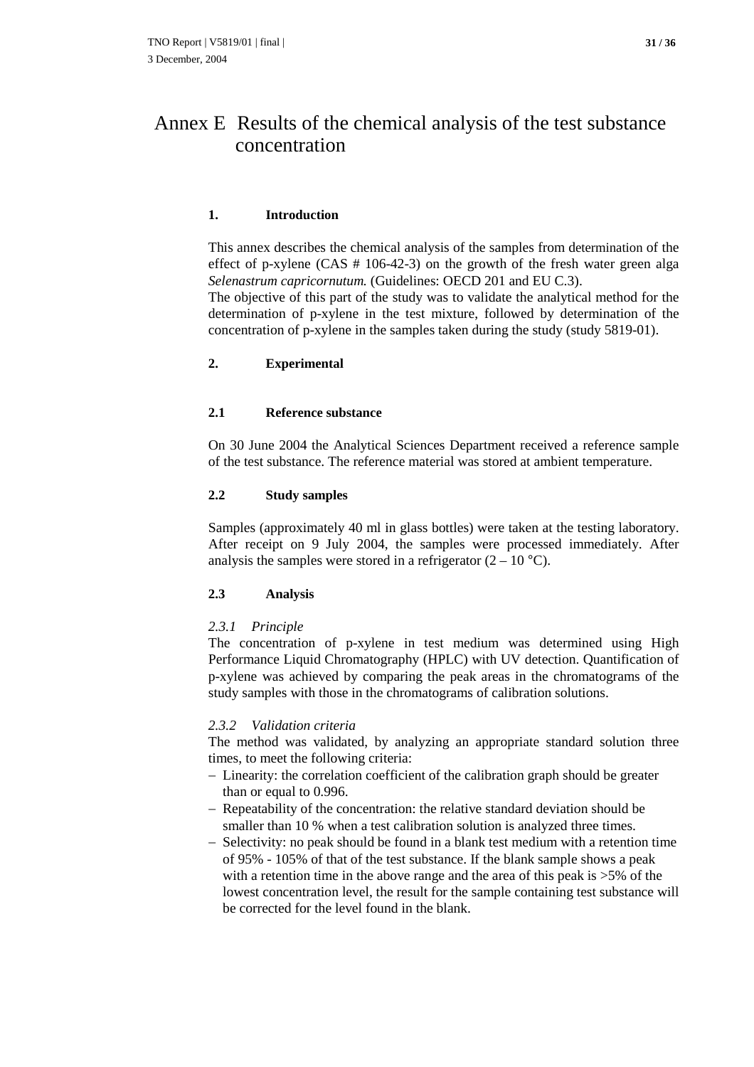# Annex E Results of the chemical analysis of the test substance concentration

## 1. Introduction

This annex describes the chemical analysis of the samples from determination of the effect of p-xylene (CAS # 106-42-3) on the growth of the fresh water green alga *Selenastrum capricornutum.* (Guidelines: OECD 201 and EU C.3).
The objective of this part of the study was to validate the analytical method for the determination of p-xylene in the test mixture, followed by determination of the concentration of p-xylene in the samples taken during the study (study 5819-01).

## 2. Experimental

### 2.1 Reference substance

On 30 June 2004 the Analytical Sciences Department received a reference sample of the test substance. The reference material was stored at ambient temperature.

### 2.2 Study samples

Samples (approximately 40 ml in glass bottles) were taken at the testing laboratory. After receipt on 9 July 2004, the samples were processed immediately. After analysis the samples were stored in a refrigerator (2 – 10 °C).

### 2.3 Analysis

#### *2.3.1 Principle*

The concentration of p-xylene in test medium was determined using High Performance Liquid Chromatography (HPLC) with UV detection. Quantification of p-xylene was achieved by comparing the peak areas in the chromatograms of the study samples with those in the chromatograms of calibration solutions.

#### *2.3.2 Validation criteria*

The method was validated, by analyzing an appropriate standard solution three times, to meet the following criteria:

- Linearity: the correlation coefficient of the calibration graph should be greater than or equal to 0.996.
- Repeatability of the concentration: the relative standard deviation should be smaller than 10 % when a test calibration solution is analyzed three times.
- Selectivity: no peak should be found in a blank test medium with a retention time of 95% - 105% of that of the test substance. If the blank sample shows a peak with a retention time in the above range and the area of this peak is >5% of the lowest concentration level, the result for the sample containing test substance will be corrected for the level found in the blank.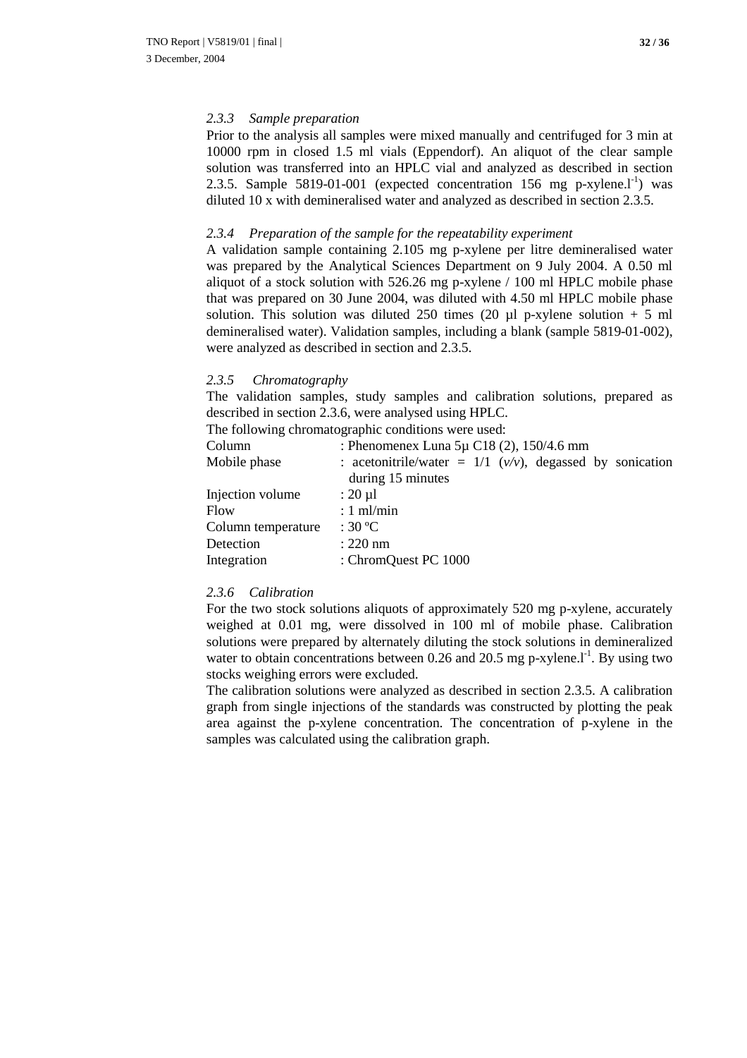### *2.3.3 Sample preparation*

Prior to the analysis all samples were mixed manually and centrifuged for 3 min at 10000 rpm in closed 1.5 ml vials (Eppendorf). An aliquot of the clear sample solution was transferred into an HPLC vial and analyzed as described in section 2.3.5. Sample 5819-01-001 (expected concentration 156 mg p-xylene.$l^{-1}$) was diluted 10 x with demineralised water and analyzed as described in section 2.3.5.

### *2.3.4 Preparation of the sample for the repeatability experiment*

A validation sample containing 2.105 mg p-xylene per litre demineralised water was prepared by the Analytical Sciences Department on 9 July 2004. A 0.50 ml aliquot of a stock solution with 526.26 mg p-xylene / 100 ml HPLC mobile phase that was prepared on 30 June 2004, was diluted with 4.50 ml HPLC mobile phase solution. This solution was diluted 250 times (20 µl p-xylene solution + 5 ml demineralised water). Validation samples, including a blank (sample 5819-01-002), were analyzed as described in section and 2.3.5.

### *2.3.5 Chromatography*

The validation samples, study samples and calibration solutions, prepared as described in section 2.3.6, were analysed using HPLC.

The following chromatographic conditions were used:

| | |
|---|---|
| Column | : Phenomenex Luna 5µ C18 (2), 150/4.6 mm |
| Mobile phase | : acetonitrile/water = 1/1 (*v/v*), degassed by sonication during 15 minutes |
| Injection volume | : 20 µl |
| Flow | : 1 ml/min |
| Column temperature | : 30 ºC |
| Detection | : 220 nm |
| Integration | : ChromQuest PC 1000 |

### *2.3.6 Calibration*

For the two stock solutions aliquots of approximately 520 mg p-xylene, accurately weighed at 0.01 mg, were dissolved in 100 ml of mobile phase. Calibration solutions were prepared by alternately diluting the stock solutions in demineralized water to obtain concentrations between 0.26 and 20.5 mg p-xylene.$l^{-1}$. By using two stocks weighing errors were excluded.

The calibration solutions were analyzed as described in section 2.3.5. A calibration graph from single injections of the standards was constructed by plotting the peak area against the p-xylene concentration. The concentration of p-xylene in the samples was calculated using the calibration graph.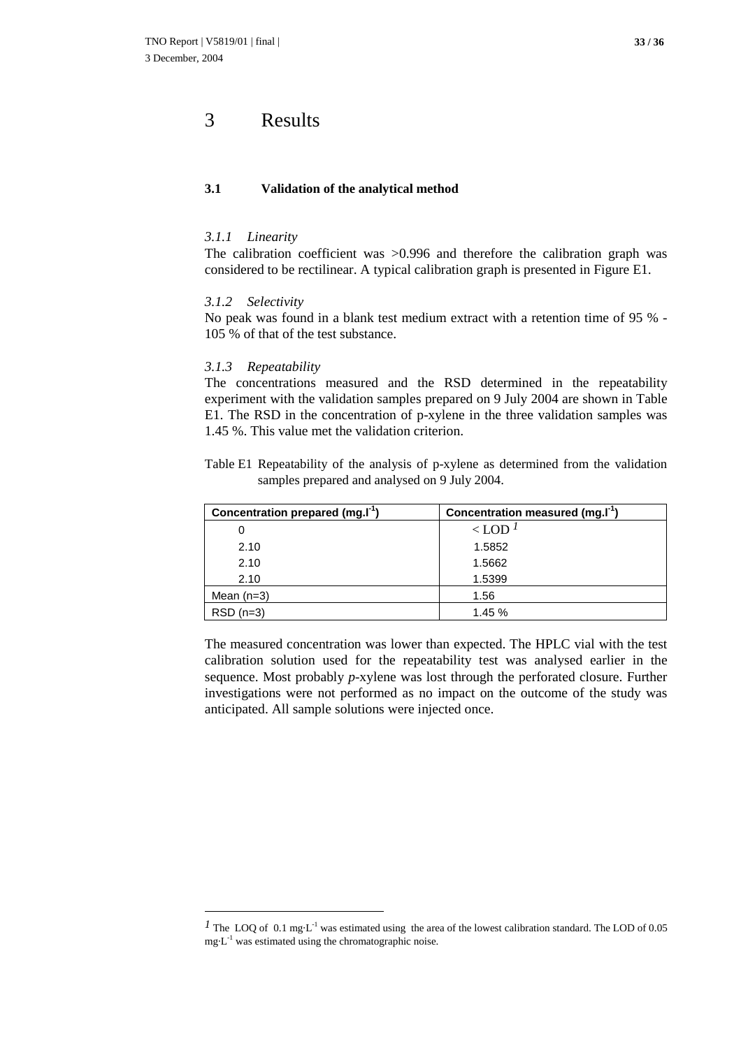# 3 Results

## 3.1 Validation of the analytical method

### *3.1.1 Linearity*

The calibration coefficient was >0.996 and therefore the calibration graph was considered to be rectilinear. A typical calibration graph is presented in Figure E1.

### *3.1.2 Selectivity*

No peak was found in a blank test medium extract with a retention time of 95 % - 105 % of that of the test substance.

### *3.1.3 Repeatability*

The concentrations measured and the RSD determined in the repeatability experiment with the validation samples prepared on 9 July 2004 are shown in Table E1. The RSD in the concentration of p-xylene in the three validation samples was 1.45 %. This value met the validation criterion.

Table E1 Repeatability of the analysis of p-xylene as determined from the validation samples prepared and analysed on 9 July 2004.

| Concentration prepared ($mg.l^{-1}$) | Concentration measured ($mg.l^{-1}$) |
|---|---|
| 0 | < LOD [1] |
| 2.10 | 1.5852 |
| 2.10 | 1.5662 |
| 2.10 | 1.5399 |
| Mean (n=3) | 1.56 |
| RSD (n=3) | 1.45 % |

The measured concentration was lower than expected. The HPLC vial with the test calibration solution used for the repeatability test was analysed earlier in the sequence. Most probably *p*-xylene was lost through the perforated closure. Further investigations were not performed as no impact on the outcome of the study was anticipated. All sample solutions were injected once.

---

[1] The LOQ of 0.1 $mg \cdot L^{-1}$ was estimated using the area of the lowest calibration standard. The LOD of 0.05 $mg \cdot L^{-1}$ was estimated using the chromatographic noise.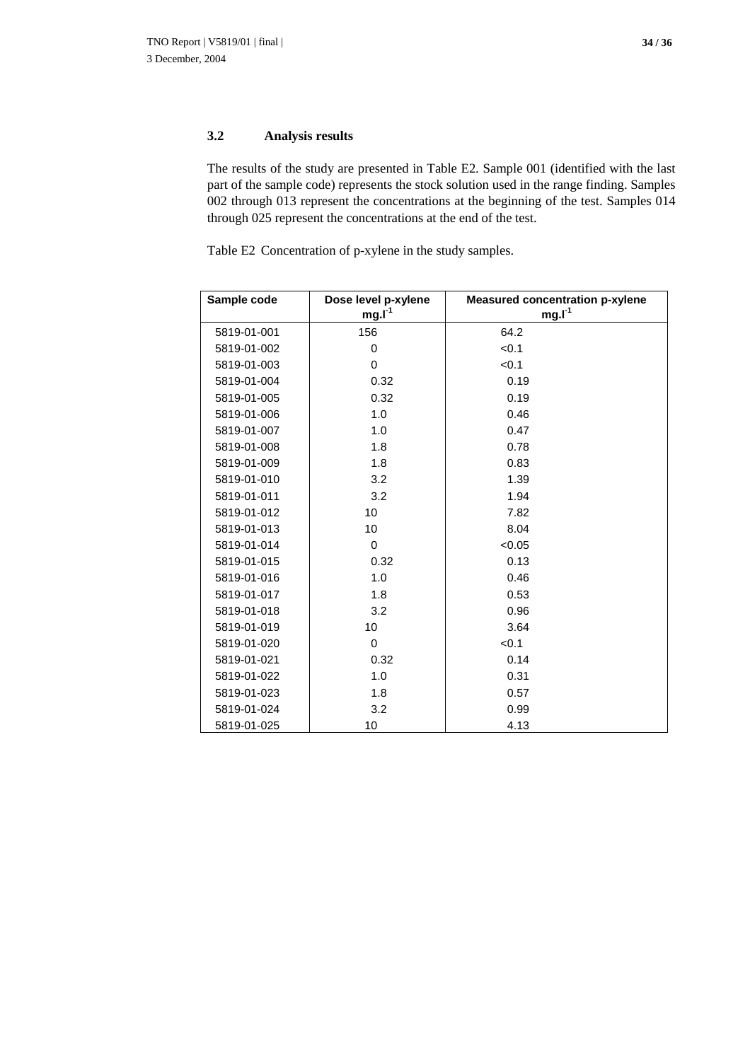### 3.2 Analysis results

The results of the study are presented in Table E2. Sample 001 (identified with the last part of the sample code) represents the stock solution used in the range finding. Samples 002 through 013 represent the concentrations at the beginning of the test. Samples 014 through 025 represent the concentrations at the end of the test.

Table E2 Concentration of p-xylene in the study samples.

| Sample code | Dose level p-xylene $mg.l^{-1}$ | Measured concentration p-xylene $mg.l^{-1}$ |
|---|---|---|
| 5819-01-001 | 156 | 64.2 |
| 5819-01-002 | 0 | <0.1 |
| 5819-01-003 | 0 | <0.1 |
| 5819-01-004 | 0.32 | 0.19 |
| 5819-01-005 | 0.32 | 0.19 |
| 5819-01-006 | 1.0 | 0.46 |
| 5819-01-007 | 1.0 | 0.47 |
| 5819-01-008 | 1.8 | 0.78 |
| 5819-01-009 | 1.8 | 0.83 |
| 5819-01-010 | 3.2 | 1.39 |
| 5819-01-011 | 3.2 | 1.94 |
| 5819-01-012 | 10 | 7.82 |
| 5819-01-013 | 10 | 8.04 |
| 5819-01-014 | 0 | <0.05 |
| 5819-01-015 | 0.32 | 0.13 |
| 5819-01-016 | 1.0 | 0.46 |
| 5819-01-017 | 1.8 | 0.53 |
| 5819-01-018 | 3.2 | 0.96 |
| 5819-01-019 | 10 | 3.64 |
| 5819-01-020 | 0 | <0.1 |
| 5819-01-021 | 0.32 | 0.14 |
| 5819-01-022 | 1.0 | 0.31 |
| 5819-01-023 | 1.8 | 0.57 |
| 5819-01-024 | 3.2 | 0.99 |
| 5819-01-025 | 10 | 4.13 |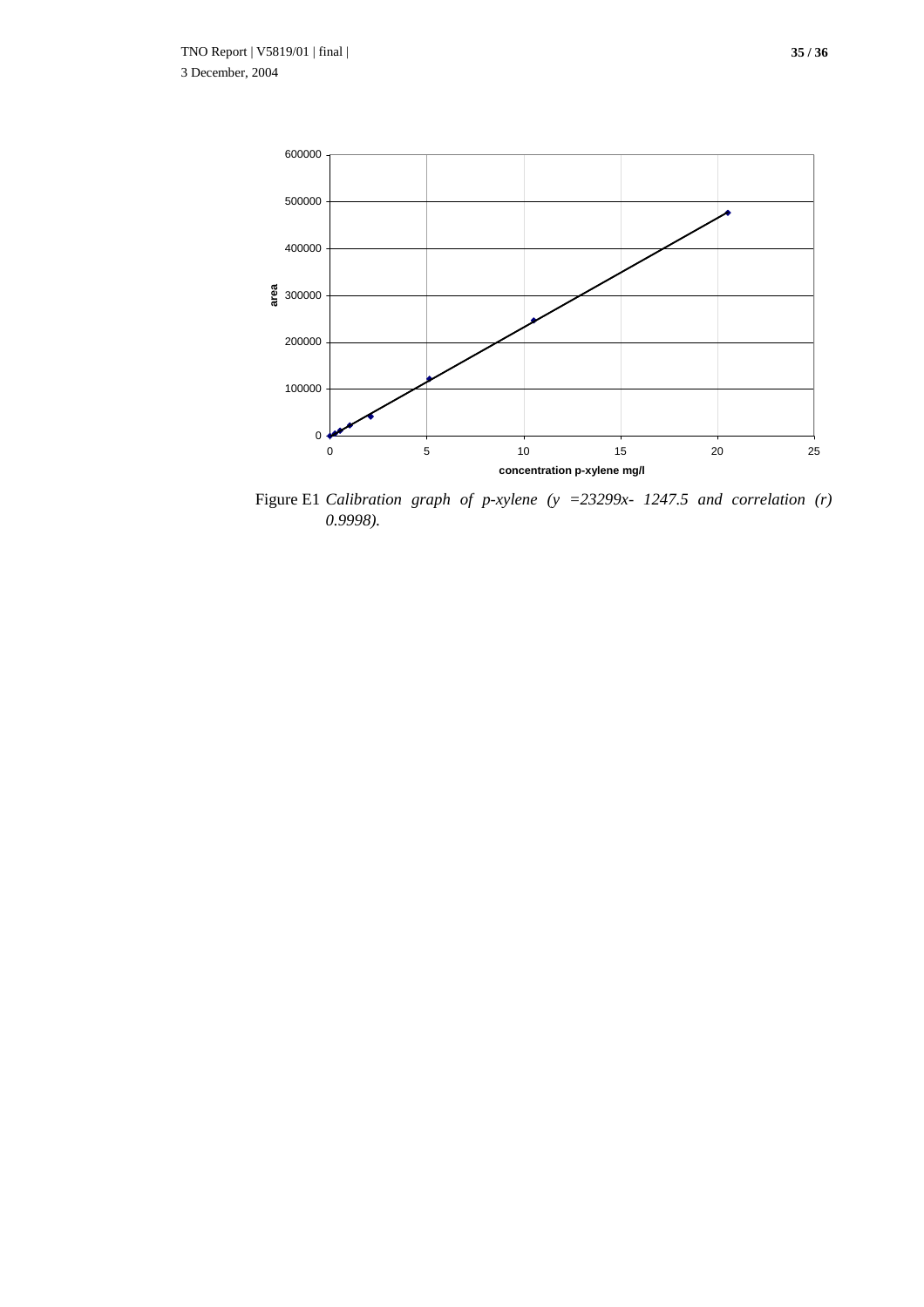Figure E1 *Calibration graph of p-xylene (y =23299x- 1247.5 and correlation (r) 0.9998).*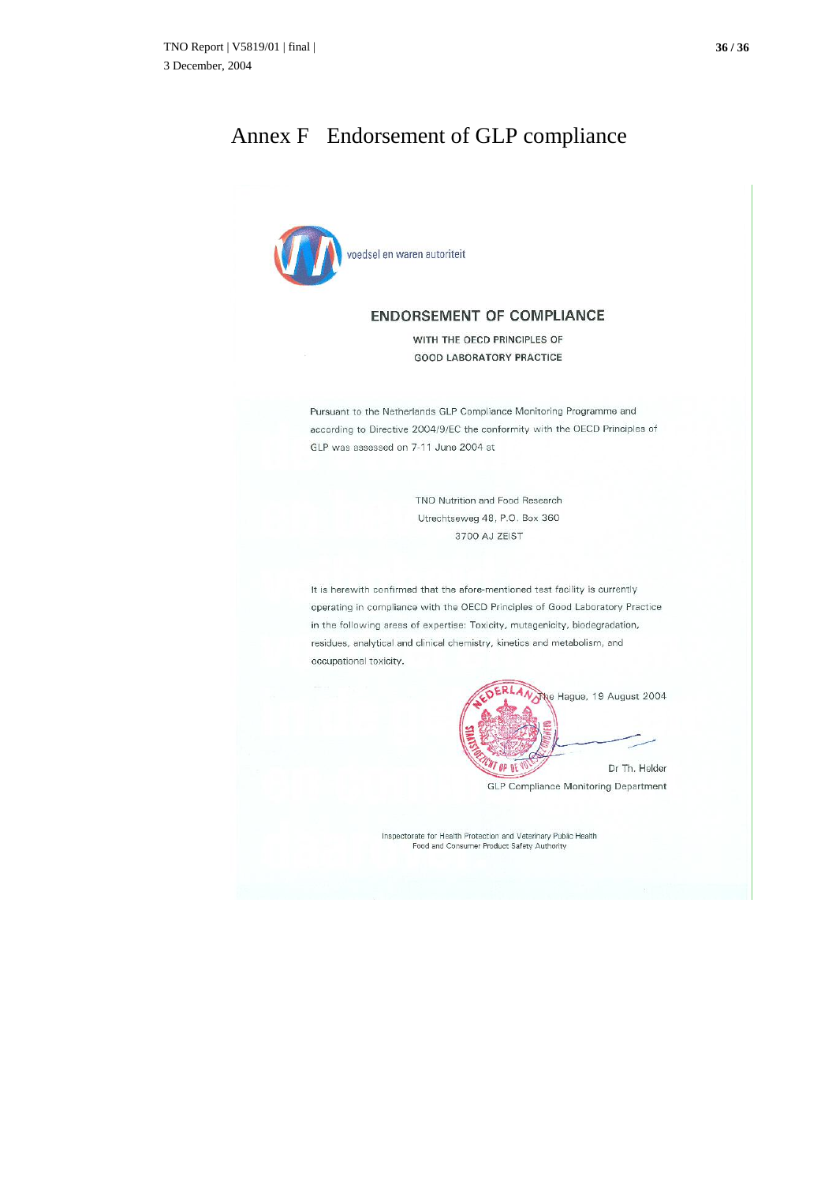# Annex F Endorsement of GLP compliance

voedsel en waren autoriteit

## ENDORSEMENT OF COMPLIANCE

WITH THE OECD PRINCIPLES OF
GOOD LABORATORY PRACTICE

Pursuant to the Netherlands GLP Compliance Monitoring Programme and according to Directive 2004/9/EC the conformity with the OECD Principles of GLP was assessed on 7-11 June 2004 at

TNO Nutrition and Food Research
Utrechtseweg 48, P.O. Box 360
3700 AJ ZEIST

It is herewith confirmed that the afore-mentioned test facility is currently operating in compliance with the OECD Principles of Good Laboratory Practice in the following areas of expertise: Toxicity, mutagenicity, biodegradation, residues, analytical and clinical chemistry, kinetics and metabolism, and occupational toxicity.

The Hague, 19 August 2004

Dr Th. Helder
GLP Compliance Monitoring Department

Inspectorate for Health Protection and Veterinary Public Health
Food and Consumer Product Safety Authority